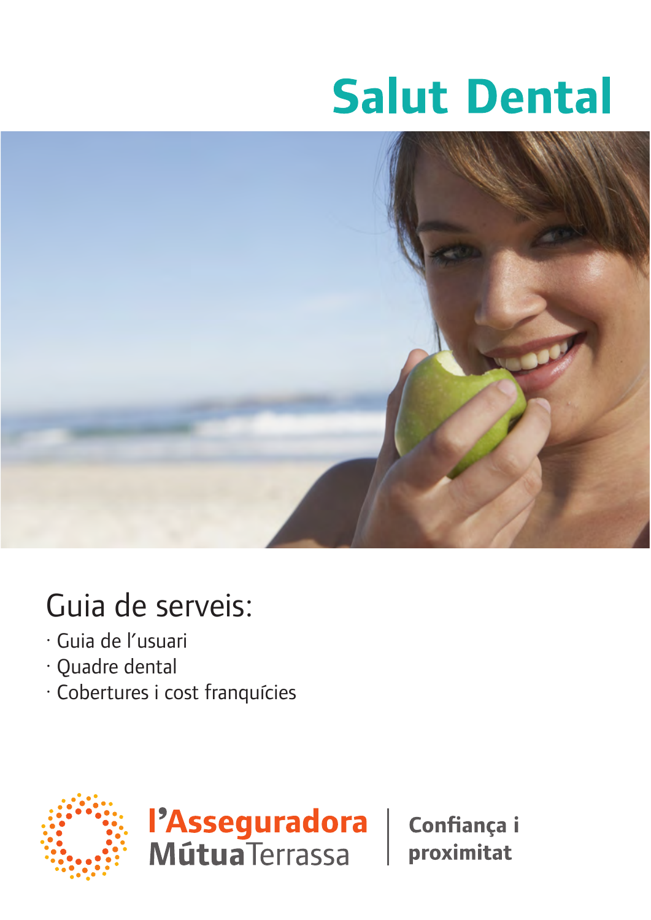# Salut Dental

## Guia de serveis:

- Guia de l'usuari
- Quadre dental
- Cobertures i cost franquícies

l'Asseguradora MútuaTerrassa

Confiança i proximitat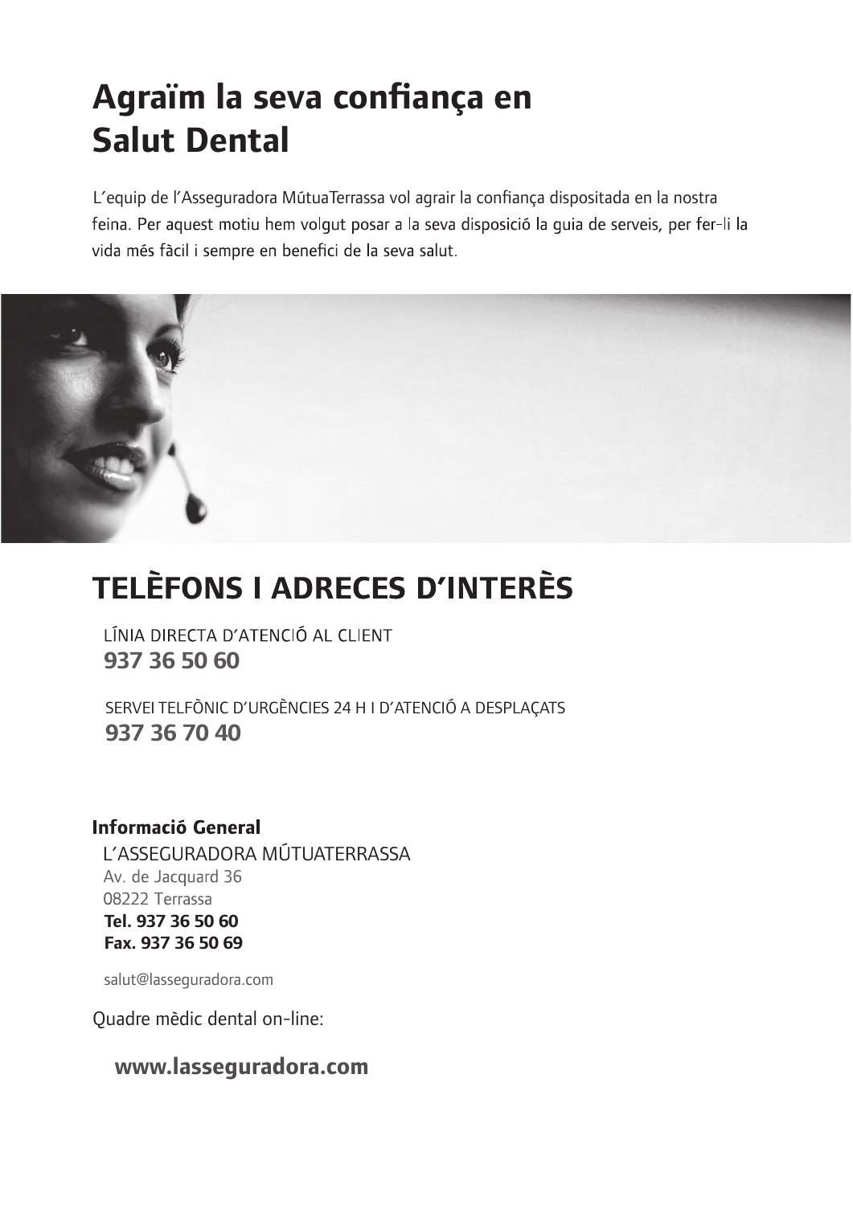# Agraïm la seva confiança en Salut Dental

L'equip de l'Asseguradora MútuaTerrassa vol agrair la confiança dispositada en la nostra feina. Per aquest motiu hem volgut posar a la seva disposició la guia de serveis, per fer-li la vida més fàcil i sempre en benefici de la seva salut.

# TELÈFONS I ADRECES D'INTERÈS

LÍNIA DIRECTA D'ATENCIÓ AL CLIENT
**937 36 50 60**

SERVEI TELFÒNIC D'URGÈNCIES 24 H I D'ATENCIÓ A DESPLAÇATS
**937 36 70 40**

**Informació General**

L'ASSEGURADORA MÚTUATERRASSA
Av. de Jacquard 36
08222 Terrassa
**Tel. 937 36 50 60**
**Fax. 937 36 50 69**

salut@lasseguradora.com

Quadre mèdic dental on-line:

**www.lasseguradora.com**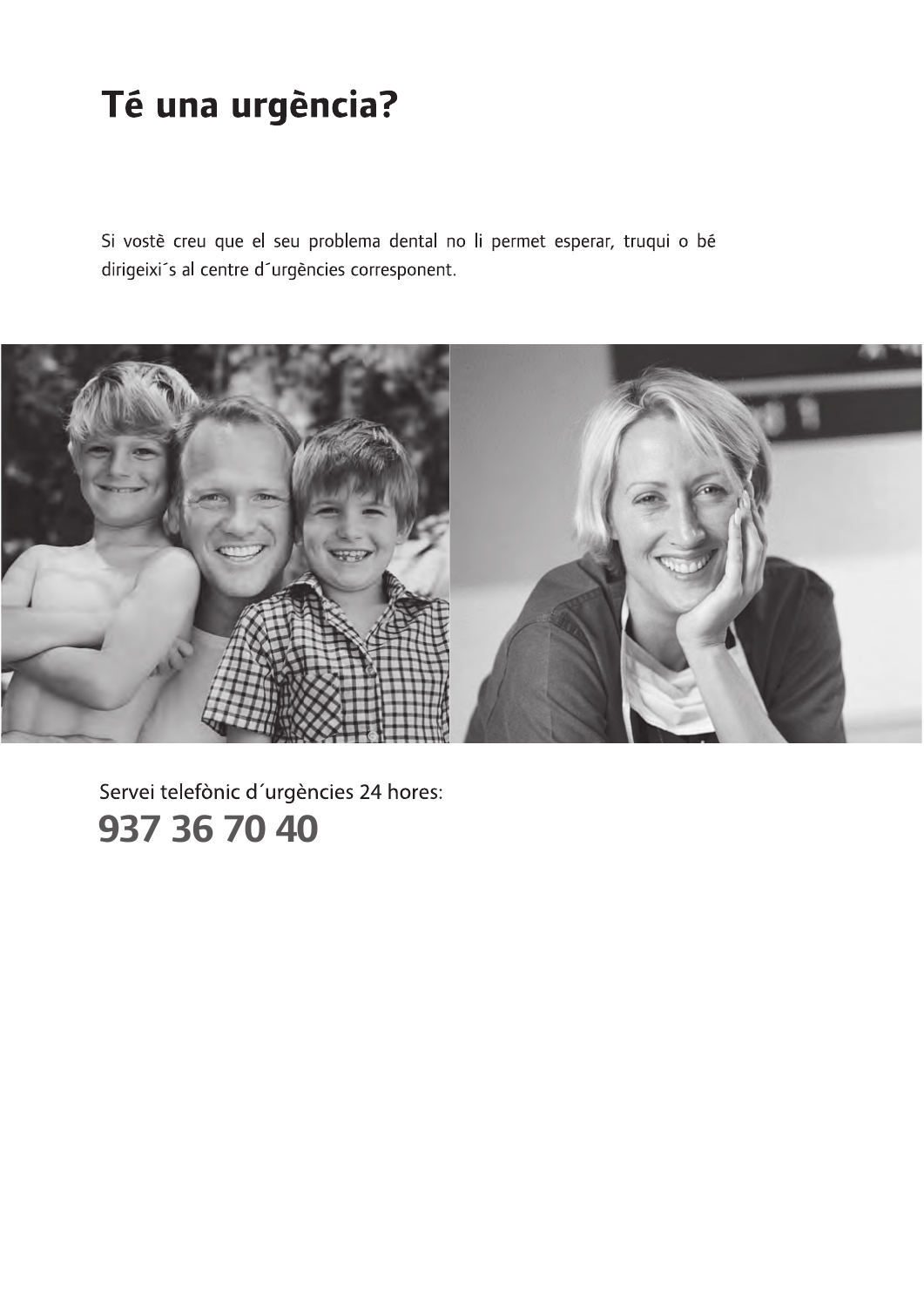# Té una urgència?

Si vostè creu que el seu problema dental no li permet esperar, truqui o bé dirigeixi´s al centre d´urgències corresponent.

Servei telefònic d´urgències 24 hores:

**937 36 70 40**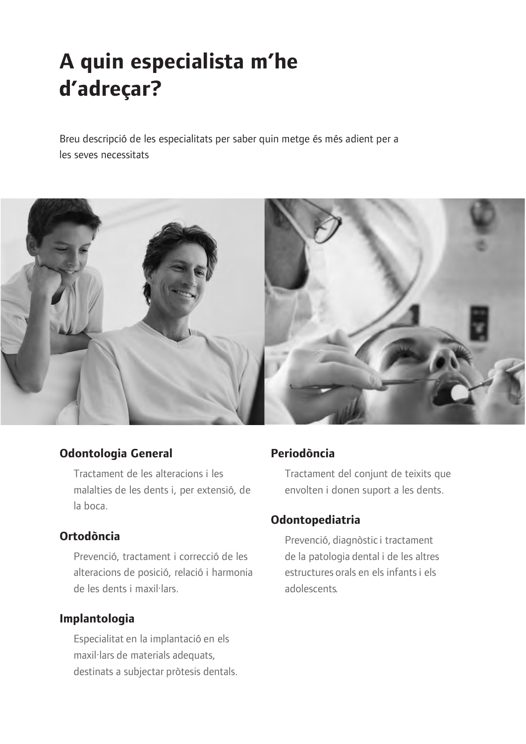# A quin especialista m'he d'adreçar?

Breu descripció de les especialitats per saber quin metge és més adient per a les seves necessitats

## Odontologia General

Tractament de les alteracions i les malalties de les dents i, per extensió, de la boca.

## Ortodòncia

Prevenció, tractament i correcció de les alteracions de posició, relació i harmonia de les dents i maxil·lars.

## Implantologia

Especialitat en la implantació en els maxil·lars de materials adequats, destinats a subjectar pròtesis dentals.

## Periodòncia

Tractament del conjunt de teixits que envolten i donen suport a les dents.

## Odontopediatria

Prevenció, diagnòstic i tractament de la patologia dental i de les altres estructures orals en els infants i els adolescents.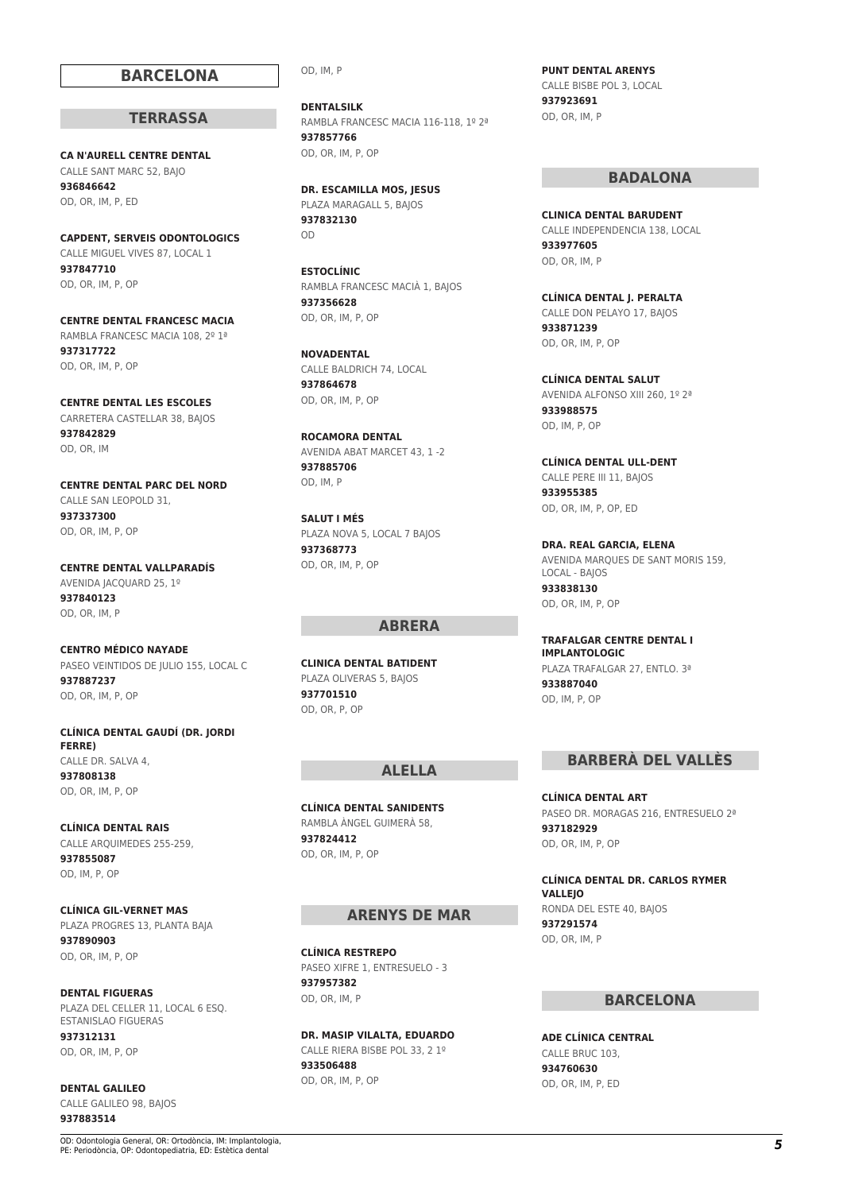# BARCELONA

## TERRASSA

**CA N'AURELL CENTRE DENTAL**
CALLE SANT MARC 52, BAJO
**936846642**
OD, OR, IM, P, ED

**CAPDENT, SERVEIS ODONTOLOGICS**
CALLE MIGUEL VIVES 87, LOCAL 1
**937847710**
OD, OR, IM, P, OP

**CENTRE DENTAL FRANCESC MACIA**
RAMBLA FRANCESC MACIA 108, 2º 1ª
**937317722**
OD, OR, IM, P, OP

**CENTRE DENTAL LES ESCOLES**
CARRETERA CASTELLAR 38, BAJOS
**937842829**
OD, OR, IM

**CENTRE DENTAL PARC DEL NORD**
CALLE SAN LEOPOLD 31,
**937337300**
OD, OR, IM, P, OP

**CENTRE DENTAL VALLPARADÍS**
AVENIDA JACQUARD 25, 1º
**937840123**
OD, OR, IM, P

**CENTRO MÉDICO NAYADE**
PASEO VEINTIDOS DE JULIO 155, LOCAL C
**937887237**
OD, OR, IM, P, OP

**CLÍNICA DENTAL GAUDÍ (DR. JORDI FERRE)**
CALLE DR. SALVA 4,
**937808138**
OD, OR, IM, P, OP

**CLÍNICA DENTAL RAIS**
CALLE ARQUIMEDES 255-259,
**937855087**
OD, IM, P, OP

**CLÍNICA GIL-VERNET MAS**
PLAZA PROGRES 13, PLANTA BAJA
**937890903**
OD, OR, IM, P, OP

**DENTAL FIGUERAS**
PLAZA DEL CELLER 11, LOCAL 6 ESQ. ESTANISLAO FIGUERAS
**937312131**
OD, OR, IM, P, OP

**DENTAL GALILEO**
CALLE GALILEO 98, BAJOS
**937883514**
OD, IM, P

**DENTALSILK**
RAMBLA FRANCESC MACIA 116-118, 1º 2ª
**937857766**
OD, OR, IM, P, OP

**DR. ESCAMILLA MOS, JESUS**
PLAZA MARAGALL 5, BAJOS
**937832130**
OD

**ESTOCLÍNIC**
RAMBLA FRANCESC MACIÀ 1, BAJOS
**937356628**
OD, OR, IM, P, OP

**NOVADENTAL**
CALLE BALDRICH 74, LOCAL
**937864678**
OD, OR, IM, P, OP

**ROCAMORA DENTAL**
AVENIDA ABAT MARCET 43, 1 -2
**937885706**
OD, IM, P

**SALUT I MÉS**
PLAZA NOVA 5, LOCAL 7 BAJOS
**937368773**
OD, OR, IM, P, OP

## ABRERA

**CLINICA DENTAL BATIDENT**
PLAZA OLIVERAS 5, BAJOS
**937701510**
OD, OR, P, OP

## ALELLA

**CLÍNICA DENTAL SANIDENTS**
RAMBLA ÀNGEL GUIMERÀ 58,
**937824412**
OD, OR, IM, P, OP

## ARENYS DE MAR

**CLÍNICA RESTREPO**
PASEO XIFRE 1, ENTRESUELO - 3
**937957382**
OD, OR, IM, P

**DR. MASIP VILALTA, EDUARDO**
CALLE RIERA BISBE POL 33, 2 1º
**933506488**
OD, OR, IM, P, OP

**PUNT DENTAL ARENYS**
CALLE BISBE POL 3, LOCAL
**937923691**
OD, OR, IM, P

## BADALONA

**CLINICA DENTAL BARUDENT**
CALLE INDEPENDENCIA 138, LOCAL
**933977605**
OD, OR, IM, P

**CLÍNICA DENTAL J. PERALTA**
CALLE DON PELAYO 17, BAJOS
**933871239**
OD, OR, IM, P, OP

**CLÍNICA DENTAL SALUT**
AVENIDA ALFONSO XIII 260, 1º 2ª
**933988575**
OD, IM, P, OP

**CLÍNICA DENTAL ULL-DENT**
CALLE PERE III 11, BAJOS
**933955385**
OD, OR, IM, P, OP, ED

**DRA. REAL GARCIA, ELENA**
AVENIDA MARQUES DE SANT MORIS 159, LOCAL - BAJOS
**933838130**
OD, OR, IM, P, OP

**TRAFALGAR CENTRE DENTAL I IMPLANTOLOGIC**
PLAZA TRAFALGAR 27, ENTLO. 3ª
**933887040**
OD, IM, P, OP

## BARBERÀ DEL VALLÈS

**CLÍNICA DENTAL ART**
PASEO DR. MORAGAS 216, ENTRESUELO 2ª
**937182929**
OD, OR, IM, P, OP

**CLÍNICA DENTAL DR. CARLOS RYMER VALLEJO**
RONDA DEL ESTE 40, BAJOS
**937291574**
OD, OR, IM, P

## BARCELONA

**ADE CLÍNICA CENTRAL**
CALLE BRUC 103,
**934760630**
OD, OR, IM, P, ED

OD: Odontologia General, OR: Ortodòncia, IM: Implantologia, PE: Periodòncia, OP: Odontopediatria, ED: Estètica dental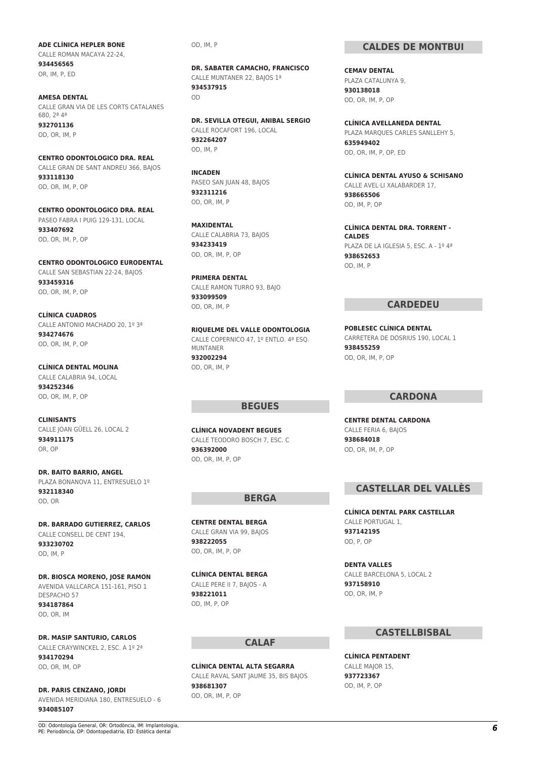**ADE CLÍNICA HEPLER BONE**
CALLE ROMAN MACAYA 22-24,
**934456565**
OR, IM, P, ED

**AMESA DENTAL**
CALLE GRAN VIA DE LES CORTS CATALANES 680, 2º 4ª
**932701136**
OD, OR, IM, P

**CENTRO ODONTOLOGICO DRA. REAL**
CALLE GRAN DE SANT ANDREU 366, BAJOS
**933118130**
OD, OR, IM, P, OP

**CENTRO ODONTOLOGICO DRA. REAL**
PASEO FABRA I PUIG 129-131, LOCAL
**933407692**
OD, OR, IM, P, OP

**CENTRO ODONTOLOGICO EURODENTAL**
CALLE SAN SEBASTIAN 22-24, BAJOS
**933459316**
OD, OR, IM, P, OP

**CLÍNICA CUADROS**
CALLE ANTONIO MACHADO 20, 1º 3ª
**934274676**
OD, OR, IM, P, OP

**CLÍNICA DENTAL MOLINA**
CALLE CALABRIA 94, LOCAL
**934252346**
OD, OR, IM, P, OP

**CLINISANTS**
CALLE JOAN GÜELL 26, LOCAL 2
**934911175**
OR, OP

**DR. BAITO BARRIO, ANGEL**
PLAZA BONANOVA 11, ENTRESUELO 1º
**932118340**
OD, OR

**DR. BARRADO GUTIERREZ, CARLOS**
CALLE CONSELL DE CENT 194,
**933230702**
OD, IM, P

**DR. BIOSCA MORENO, JOSE RAMON**
AVENIDA VALLCARCA 151-161, PISO 1 DESPACHO 57
**934187864**
OD, OR, IM

**DR. MASIP SANTURIO, CARLOS**
CALLE CRAYWINCKEL 2, ESC. A 1º 2ª
**934170294**
OD, OR, IM, OP

**DR. PARIS CENZANO, JORDI**
AVENIDA MERIDIANA 180, ENTRESUELO - 6
**934085107**
OD, IM, P

**DR. SABATER CAMACHO, FRANCISCO**
CALLE MUNTANER 22, BAJOS 1ª
**934537915**
OD

**DR. SEVILLA OTEGUI, ANIBAL SERGIO**
CALLE ROCAFORT 196, LOCAL
**932264207**
OD, IM, P

**INCADEN**
PASEO SAN JUAN 48, BAJOS
**932311216**
OD, OR, IM, P

**MAXIDENTAL**
CALLE CALABRIA 73, BAJOS
**934233419**
OD, OR, IM, P, OP

**PRIMERA DENTAL**
CALLE RAMON TURRO 93, BAJO
**933099509**
OD, OR, IM, P

**RIQUELME DEL VALLE ODONTOLOGIA**
CALLE COPERNICO 47, 1º ENTLO. 4ª ESQ. MUNTANER
**932002294**
OD, OR, IM, P

## BEGUES

**CLÍNICA NOVADENT BEGUES**
CALLE TEODORO BOSCH 7, ESC. C
**936392000**
OD, OR, IM, P, OP

## BERGA

**CENTRE DENTAL BERGA**
CALLE GRAN VIA 99, BAJOS
**938222055**
OD, OR, IM, P, OP

**CLÍNICA DENTAL BERGA**
CALLE PERE II 7, BAJOS - A
**938221011**
OD, IM, P, OP

## CALAF

**CLÍNICA DENTAL ALTA SEGARRA**
CALLE RAVAL SANT JAUME 35, BIS BAJOS
**938681307**
OD, OR, IM, P, OP

## CALDES DE MONTBUI

**CEMAV DENTAL**
PLAZA CATALUNYA 9,
**930138018**
OD, OR, IM, P, OP

**CLÍNICA AVELLANEDA DENTAL**
PLAZA MARQUES CARLES SANLLEHY 5,
**635949402**
OD, OR, IM, P, OP, ED

**CLÍNICA DENTAL AYUSO & SCHISANO**
CALLE AVEL·LI XALABARDER 17,
**938665506**
OD, IM, P, OP

**CLÍNICA DENTAL DRA. TORRENT - CALDES**
PLAZA DE LA IGLESIA 5, ESC. A - 1º 4ª
**938652653**
OD, IM, P

## CARDEDEU

**POBLESEC CLÍNICA DENTAL**
CARRETERA DE DOSRIUS 190, LOCAL 1
**938455259**
OD, OR, IM, P, OP

## CARDONA

**CENTRE DENTAL CARDONA**
CALLE FERIA 6, BAJOS
**938684018**
OD, OR, IM, P, OP

## CASTELLAR DEL VALLÈS

**CLÍNICA DENTAL PARK CASTELLAR**
CALLE PORTUGAL 1,
**937142195**
OD, P, OP

**DENTA VALLES**
CALLE BARCELONA 5, LOCAL 2
**937158910**
OD, OR, IM, P

## CASTELLBISBAL

**CLÍNICA PENTADENT**
CALLE MAJOR 15,
**937723367**
OD, IM, P, OP

OD: Odontologia General, OR: Ortodòncia, IM: Implantologia, PE: Periodòncia, OP: Odontopediatria, ED: Estètica dental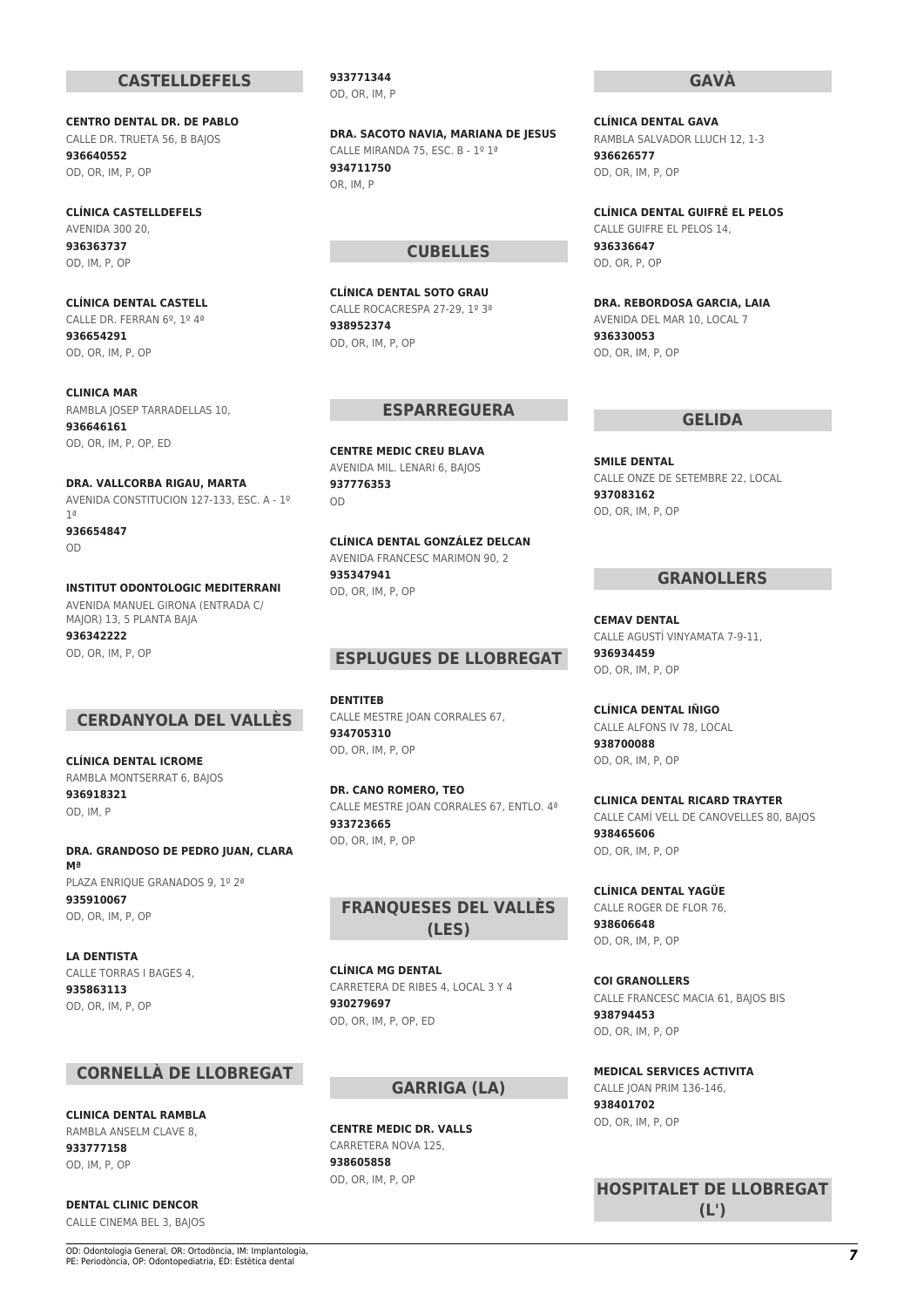## CASTELLDEFELS

**CENTRO DENTAL DR. DE PABLO**
CALLE DR. TRUETA 56, B BAJOS
**936640552**
OD, OR, IM, P, OP

**CLÍNICA CASTELLDEFELS**
AVENIDA 300 20,
**936363737**
OD, IM, P, OP

**CLÍNICA DENTAL CASTELL**
CALLE DR. FERRAN 6º, 1º 4ª
**936654291**
OD, OR, IM, P, OP

**CLINICA MAR**
RAMBLA JOSEP TARRADELLAS 10,
**936646161**
OD, OR, IM, P, OP, ED

**DRA. VALLCORBA RIGAU, MARTA**
AVENIDA CONSTITUCION 127-133, ESC. A - 1º 1ª
**936654847**
OD

**INSTITUT ODONTOLOGIC MEDITERRANI**
AVENIDA MANUEL GIRONA (ENTRADA C/ MAJOR) 13, 5 PLANTA BAJA
**936342222**
OD, OR, IM, P, OP

## CERDANYOLA DEL VALLÈS

**CLÍNICA DENTAL ICROME**
RAMBLA MONTSERRAT 6, BAJOS
**936918321**
OD, IM, P

**DRA. GRANDOSO DE PEDRO JUAN, CLARA Mª**
PLAZA ENRIQUE GRANADOS 9, 1º 2ª
**935910067**
OD, OR, IM, P, OP

**LA DENTISTA**
CALLE TORRAS I BAGES 4,
**935863113**
OD, OR, IM, P, OP

## CORNELLÀ DE LLOBREGAT

**CLINICA DENTAL RAMBLA**
RAMBLA ANSELM CLAVE 8,
**933777158**
OD, IM, P, OP

**DENTAL CLINIC DENCOR**
CALLE CINEMA BEL 3, BAJOS
**933771344**
OD, OR, IM, P

**DRA. SACOTO NAVIA, MARIANA DE JESUS**
CALLE MIRANDA 75, ESC. B - 1º 1ª
**934711750**
OR, IM, P

## CUBELLES

**CLÍNICA DENTAL SOTO GRAU**
CALLE ROCACRESPA 27-29, 1º 3ª
**938952374**
OD, OR, IM, P, OP

## ESPARREGUERA

**CENTRE MEDIC CREU BLAVA**
AVENIDA MIL. LENARI 6, BAJOS
**937776353**
OD

**CLÍNICA DENTAL GONZÁLEZ DELCAN**
AVENIDA FRANCESC MARIMON 90, 2
**935347941**
OD, OR, IM, P, OP

## ESPLUGUES DE LLOBREGAT

**DENTITEB**
CALLE MESTRE JOAN CORRALES 67,
**934705310**
OD, OR, IM, P, OP

**DR. CANO ROMERO, TEO**
CALLE MESTRE JOAN CORRALES 67, ENTLO. 4ª
**933723665**
OD, OR, IM, P, OP

## FRANQUESES DEL VALLÈS (LES)

**CLÍNICA MG DENTAL**
CARRETERA DE RIBES 4, LOCAL 3 Y 4
**930279697**
OD, OR, IM, P, OP, ED

## GARRIGA (LA)

**CENTRE MEDIC DR. VALLS**
CARRETERA NOVA 125,
**938605858**
OD, OR, IM, P, OP

## GAVÀ

**CLÍNICA DENTAL GAVA**
RAMBLA SALVADOR LLUCH 12, 1-3
**936626577**
OD, OR, IM, P, OP

**CLÍNICA DENTAL GUIFRÉ EL PELOS**
CALLE GUIFRE EL PELOS 14,
**936336647**
OD, OR, P, OP

**DRA. REBORDOSA GARCIA, LAIA**
AVENIDA DEL MAR 10, LOCAL 7
**936330053**
OD, OR, IM, P, OP

## GELIDA

**SMILE DENTAL**
CALLE ONZE DE SETEMBRE 22, LOCAL
**937083162**
OD, OR, IM, P, OP

## GRANOLLERS

**CEMAV DENTAL**
CALLE AGUSTÍ VINYAMATA 7-9-11,
**936934459**
OD, OR, IM, P, OP

**CLÍNICA DENTAL IÑIGO**
CALLE ALFONS IV 78, LOCAL
**938700088**
OD, OR, IM, P, OP

**CLINICA DENTAL RICARD TRAYTER**
CALLE CAMÍ VELL DE CANOVELLES 80, BAJOS
**938465606**
OD, OR, IM, P, OP

**CLÍNICA DENTAL YAGÜE**
CALLE ROGER DE FLOR 76,
**938606648**
OD, OR, IM, P, OP

**COI GRANOLLERS**
CALLE FRANCESC MACIA 61, BAJOS BIS
**938794453**
OD, OR, IM, P, OP

**MEDICAL SERVICES ACTIVITA**
CALLE JOAN PRIM 136-146,
**938401702**
OD, OR, IM, P, OP

## HOSPITALET DE LLOBREGAT (L')

OD: Odontologia General, OR: Ortodòncia, IM: Implantologia, PE: Periodòncia, OP: Odontopediatria, ED: Estètica dental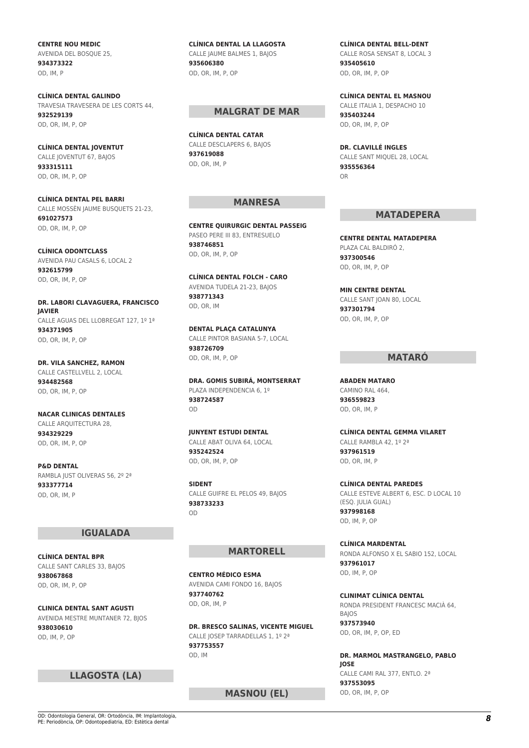**CENTRE NOU MEDIC**
AVENIDA DEL BOSQUE 25,
**934373322**
OD, IM, P

**CLÍNICA DENTAL GALINDO**
TRAVESIA TRAVESERA DE LES CORTS 44,
**932529139**
OD, OR, IM, P, OP

**CLÍNICA DENTAL JOVENTUT**
CALLE JOVENTUT 67, BAJOS
**933315111**
OD, OR, IM, P, OP

**CLÍNICA DENTAL PEL BARRI**
CALLE MOSSÈN JAUME BUSQUETS 21-23,
**691027573**
OD, OR, IM, P, OP

**CLÍNICA ODONTCLASS**
AVENIDA PAU CASALS 6, LOCAL 2
**932615799**
OD, OR, IM, P, OP

**DR. LABORI CLAVAGUERA, FRANCISCO JAVIER**
CALLE AGUAS DEL LLOBREGAT 127, 1º 1ª
**934371905**
OD, OR, IM, P, OP

**DR. VILA SANCHEZ, RAMON**
CALLE CASTELLVELL 2, LOCAL
**934482568**
OD, OR, IM, P, OP

**NACAR CLINICAS DENTALES**
CALLE ARQUITECTURA 28,
**934329229**
OD, OR, IM, P, OP

**P&D DENTAL**
RAMBLA JUST OLIVERAS 56, 2º 2ª
**933377714**
OD, OR, IM, P

## IGUALADA

**CLÍNICA DENTAL BPR**
CALLE SANT CARLES 33, BAJOS
**938067868**
OD, OR, IM, P, OP

**CLINICA DENTAL SANT AGUSTI**
AVENIDA MESTRE MUNTANER 72, BJOS
**938030610**
OD, IM, P, OP

## LLAGOSTA (LA)

**CLÍNICA DENTAL LA LLAGOSTA**
CALLE JAUME BALMES 1, BAJOS
**935606380**
OD, OR, IM, P, OP

## MALGRAT DE MAR

**CLÍNICA DENTAL CATAR**
CALLE DESCLAPERS 6, BAJOS
**937619088**
OD, OR, IM, P

## MANRESA

**CENTRE QUIRURGIC DENTAL PASSEIG**
PASEO PERE III 83, ENTRESUELO
**938746851**
OD, OR, IM, P, OP

**CLÍNICA DENTAL FOLCH - CARO**
AVENIDA TUDELA 21-23, BAJOS
**938771343**
OD, OR, IM

**DENTAL PLAÇA CATALUNYA**
CALLE PINTOR BASIANA 5-7, LOCAL
**938726709**
OD, OR, IM, P, OP

**DRA. GOMIS SUBIRÁ, MONTSERRAT**
PLAZA INDEPENDENCIA 6, 1º
**938724587**
OD

**JUNYENT ESTUDI DENTAL**
CALLE ABAT OLIVA 64, LOCAL
**935242524**
OD, OR, IM, P, OP

**SIDENT**
CALLE GUIFRE EL PELOS 49, BAJOS
**938733233**
OD

## MARTORELL

**CENTRO MÉDICO ESMA**
AVENIDA CAMI FONDO 16, BAJOS
**937740762**
OD, OR, IM, P

**DR. BRESCO SALINAS, VICENTE MIGUEL**
CALLE JOSEP TARRADELLAS 1, 1º 2ª
**937753557**
OD, IM

## MASNOU (EL)

**CLÍNICA DENTAL BELL-DENT**
CALLE ROSA SENSAT 8, LOCAL 3
**935405610**
OD, OR, IM, P, OP

**CLÍNICA DENTAL EL MASNOU**
CALLE ITALIA 1, DESPACHO 10
**935403244**
OD, OR, IM, P, OP

**DR. CLAVILLÉ INGLES**
CALLE SANT MIQUEL 28, LOCAL
**935556364**
OR

## MATADEPERA

**CENTRE DENTAL MATADEPERA**
PLAZA CAL BALDIRÓ 2,
**937300546**
OD, OR, IM, P, OP

**MIN CENTRE DENTAL**
CALLE SANT JOAN 80, LOCAL
**937301794**
OD, OR, IM, P, OP

## MATARÓ

**ABADEN MATARO**
CAMINO RAL 464,
**936559823**
OD, OR, IM, P

**CLÍNICA DENTAL GEMMA VILARET**
CALLE RAMBLA 42, 1º 2ª
**937961519**
OD, OR, IM, P

**CLÍNICA DENTAL PAREDES**
CALLE ESTEVE ALBERT 6, ESC. D LOCAL 10 (ESQ. JULIA GUAL)
**937998168**
OD, IM, P, OP

**CLÍNICA MARDENTAL**
RONDA ALFONSO X EL SABIO 152, LOCAL
**937961017**
OD, IM, P, OP

**CLINIMAT CLÍNICA DENTAL**
RONDA PRESIDENT FRANCESC MACIÀ 64, BAJOS
**937573940**
OD, OR, IM, P, OP, ED

**DR. MARMOL MASTRANGELO, PABLO JOSE**
CALLE CAMI RAL 377, ENTLO. 2ª
**937553095**
OD, OR, IM, P, OP

OD: Odontologia General, OR: Ortodòncia, IM: Implantologia, PE: Periodòncia, OP: Odontopediatria, ED: Estètica dental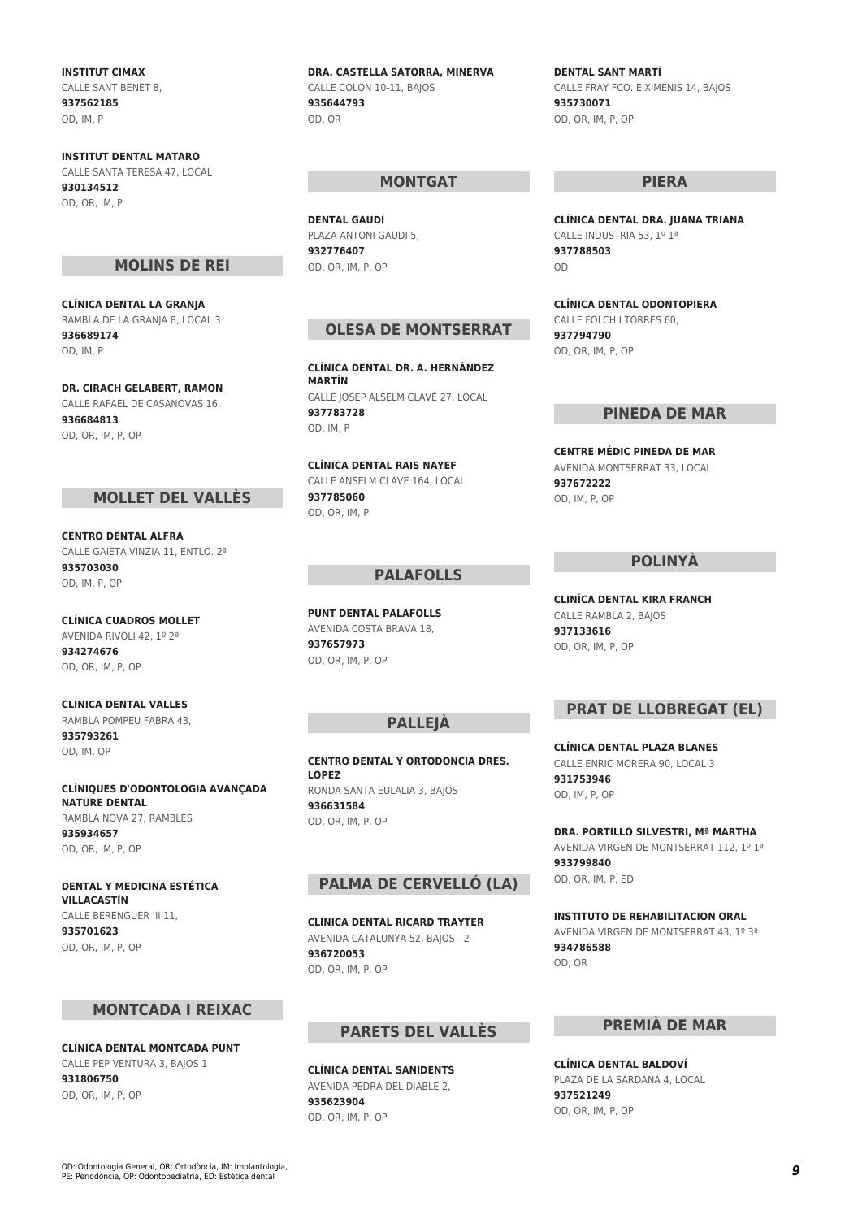**INSTITUT CIMAX**
CALLE SANT BENET 8,
**937562185**
OD, IM, P

**INSTITUT DENTAL MATARO**
CALLE SANTA TERESA 47, LOCAL
**930134512**
OD, OR, IM, P

## MOLINS DE REI

**CLÍNICA DENTAL LA GRANJA**
RAMBLA DE LA GRANJA 8, LOCAL 3
**936689174**
OD, IM, P

**DR. CIRACH GELABERT, RAMON**
CALLE RAFAEL DE CASANOVAS 16,
**936684813**
OD, OR, IM, P, OP

## MOLLET DEL VALLÈS

**CENTRO DENTAL ALFRA**
CALLE GAIETA VINZIA 11, ENTLO. 2ª
**935703030**
OD, IM, P, OP

**CLÍNICA CUADROS MOLLET**
AVENIDA RIVOLI 42, 1º 2ª
**934274676**
OD, OR, IM, P, OP

**CLINICA DENTAL VALLES**
RAMBLA POMPEU FABRA 43,
**935793261**
OD, IM, OP

**CLÍNIQUES D'ODONTOLOGIA AVANÇADA NATURE DENTAL**
RAMBLA NOVA 27, RAMBLES
**935934657**
OD, OR, IM, P, OP

**DENTAL Y MEDICINA ESTÉTICA VILLACASTÍN**
CALLE BERENGUER III 11,
**935701623**
OD, OR, IM, P, OP

## MONTCADA I REIXAC

**CLÍNICA DENTAL MONTCADA PUNT**
CALLE PEP VENTURA 3, BAJOS 1
**931806750**
OD, OR, IM, P, OP

**DRA. CASTELLA SATORRA, MINERVA**
CALLE COLON 10-11, BAJOS
**935644793**
OD, OR

## MONTGAT

**DENTAL GAUDÍ**
PLAZA ANTONI GAUDI 5,
**932776407**
OD, OR, IM, P, OP

## OLESA DE MONTSERRAT

**CLÍNICA DENTAL DR. A. HERNÁNDEZ MARTÍN**
CALLE JOSEP ALSELM CLAVÉ 27, LOCAL
**937783728**
OD, IM, P

**CLÍNICA DENTAL RAIS NAYEF**
CALLE ANSELM CLAVE 164, LOCAL
**937785060**
OD, OR, IM, P

## PALAFOLLS

**PUNT DENTAL PALAFOLLS**
AVENIDA COSTA BRAVA 18,
**937657973**
OD, OR, IM, P, OP

## PALLEJÀ

**CENTRO DENTAL Y ORTODONCIA DRES. LOPEZ**
RONDA SANTA EULALIA 3, BAJOS
**936631584**
OD, OR, IM, P, OP

## PALMA DE CERVELLÓ (LA)

**CLINICA DENTAL RICARD TRAYTER**
AVENIDA CATALUNYA 52, BAJOS - 2
**936720053**
OD, OR, IM, P, OP

## PARETS DEL VALLÈS

**CLÍNICA DENTAL SANIDENTS**
AVENIDA PEDRA DEL DIABLE 2,
**935623904**
OD, OR, IM, P, OP

**DENTAL SANT MARTÍ**
CALLE FRAY FCO. EIXIMENIS 14, BAJOS
**935730071**
OD, OR, IM, P, OP

## PIERA

**CLÍNICA DENTAL DRA. JUANA TRIANA**
CALLE INDUSTRIA 53, 1º 1ª
**937788503**
OD

**CLÍNICA DENTAL ODONTOPIERA**
CALLE FOLCH I TORRES 60,
**937794790**
OD, OR, IM, P, OP

## PINEDA DE MAR

**CENTRE MÉDIC PINEDA DE MAR**
AVENIDA MONTSERRAT 33, LOCAL
**937672222**
OD, IM, P, OP

## POLINYÀ

**CLINÍCA DENTAL KIRA FRANCH**
CALLE RAMBLA 2, BAJOS
**937133616**
OD, OR, IM, P, OP

## PRAT DE LLOBREGAT (EL)

**CLÍNICA DENTAL PLAZA BLANES**
CALLE ENRIC MORERA 90, LOCAL 3
**931753946**
OD, IM, P, OP

**DRA. PORTILLO SILVESTRI, Mª MARTHA**
AVENIDA VIRGEN DE MONTSERRAT 112, 1º 1ª
**933799840**
OD, OR, IM, P, ED

**INSTITUTO DE REHABILITACION ORAL**
AVENIDA VIRGEN DE MONTSERRAT 43, 1º 3ª
**934786588**
OD, OR

## PREMIÀ DE MAR

**CLÍNICA DENTAL BALDOVÍ**
PLAZA DE LA SARDANA 4, LOCAL
**937521249**
OD, OR, IM, P, OP

OD: Odontologia General, OR: Ortodòncia, IM: Implantologia, PE: Periodòncia, OP: Odontopediatria, ED: Estètica dental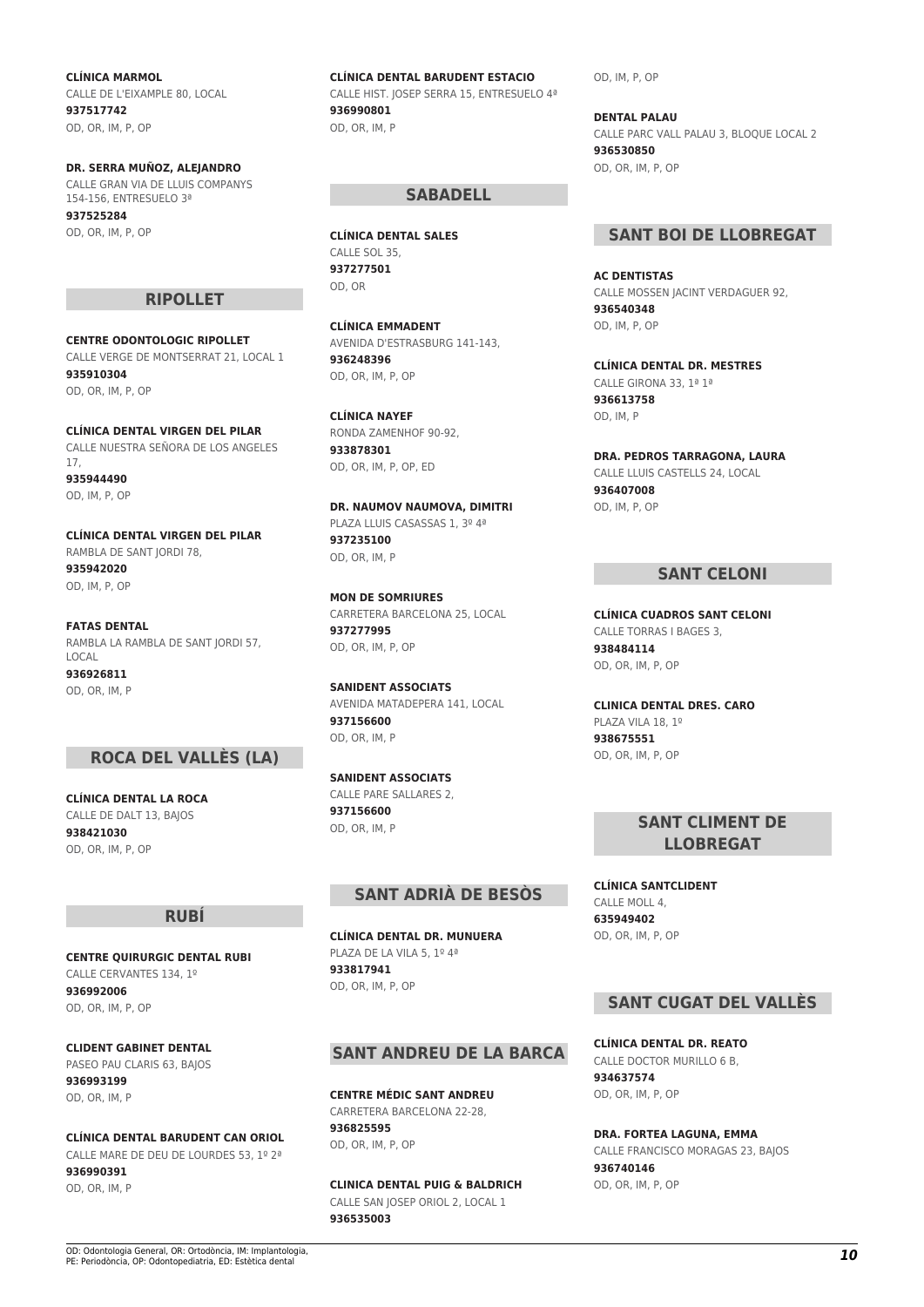**CLÍNICA MARMOL**
CALLE DE L'EIXAMPLE 80, LOCAL
**937517742**
OD, OR, IM, P, OP

**DR. SERRA MUÑOZ, ALEJANDRO**
CALLE GRAN VIA DE LLUIS COMPANYS 154-156, ENTRESUELO 3ª
**937525284**
OD, OR, IM, P, OP

## RIPOLLET

**CENTRE ODONTOLOGIC RIPOLLET**
CALLE VERGE DE MONTSERRAT 21, LOCAL 1
**935910304**
OD, OR, IM, P, OP

**CLÍNICA DENTAL VIRGEN DEL PILAR**
CALLE NUESTRA SEÑORA DE LOS ANGELES 17,
**935944490**
OD, IM, P, OP

**CLÍNICA DENTAL VIRGEN DEL PILAR**
RAMBLA DE SANT JORDI 78,
**935942020**
OD, IM, P, OP

**FATAS DENTAL**
RAMBLA LA RAMBLA DE SANT JORDI 57, LOCAL
**936926811**
OD, OR, IM, P

## ROCA DEL VALLÈS (LA)

**CLÍNICA DENTAL LA ROCA**
CALLE DE DALT 13, BAJOS
**938421030**
OD, OR, IM, P, OP

## RUBÍ

**CENTRE QUIRURGIC DENTAL RUBI**
CALLE CERVANTES 134, 1º
**936992006**
OD, OR, IM, P, OP

**CLIDENT GABINET DENTAL**
PASEO PAU CLARIS 63, BAJOS
**936993199**
OD, OR, IM, P

**CLÍNICA DENTAL BARUDENT CAN ORIOL**
CALLE MARE DE DEU DE LOURDES 53, 1º 2ª
**936990391**
OD, OR, IM, P

**CLÍNICA DENTAL BARUDENT ESTACIO**
CALLE HIST. JOSEP SERRA 15, ENTRESUELO 4ª
**936990801**
OD, OR, IM, P

## SABADELL

**CLÍNICA DENTAL SALES**
CALLE SOL 35,
**937277501**
OD, OR

**CLÍNICA EMMADENT**
AVENIDA D'ESTRASBURG 141-143,
**936248396**
OD, OR, IM, P, OP

**CLÍNICA NAYEF**
RONDA ZAMENHOF 90-92,
**933878301**
OD, OR, IM, P, OP, ED

**DR. NAUMOV NAUMOVA, DIMITRI**
PLAZA LLUIS CASASSAS 1, 3º 4ª
**937235100**
OD, OR, IM, P

**MON DE SOMRIURES**
CARRETERA BARCELONA 25, LOCAL
**937277995**
OD, OR, IM, P, OP

**SANIDENT ASSOCIATS**
AVENIDA MATADEPERA 141, LOCAL
**937156600**
OD, OR, IM, P

**SANIDENT ASSOCIATS**
CALLE PARE SALLARES 2,
**937156600**
OD, OR, IM, P

## SANT ADRIÀ DE BESÒS

**CLÍNICA DENTAL DR. MUNUERA**
PLAZA DE LA VILA 5, 1º 4ª
**933817941**
OD, OR, IM, P, OP

## SANT ANDREU DE LA BARCA

**CENTRE MÉDIC SANT ANDREU**
CARRETERA BARCELONA 22-28,
**936825595**
OD, OR, IM, P, OP

**CLINICA DENTAL PUIG & BALDRICH**
CALLE SAN JOSEP ORIOL 2, LOCAL 1
**936535003**
OD, IM, P, OP

**DENTAL PALAU**
CALLE PARC VALL PALAU 3, BLOQUE LOCAL 2
**936530850**
OD, OR, IM, P, OP

## SANT BOI DE LLOBREGAT

**AC DENTISTAS**
CALLE MOSSEN JACINT VERDAGUER 92,
**936540348**
OD, IM, P, OP

**CLÍNICA DENTAL DR. MESTRES**
CALLE GIRONA 33, 1º 1ª
**936613758**
OD, IM, P

**DRA. PEDROS TARRAGONA, LAURA**
CALLE LLUIS CASTELLS 24, LOCAL
**936407008**
OD, IM, P, OP

## SANT CELONI

**CLÍNICA CUADROS SANT CELONI**
CALLE TORRAS I BAGES 3,
**938484114**
OD, OR, IM, P, OP

**CLINICA DENTAL DRES. CARO**
PLAZA VILA 18, 1º
**938675551**
OD, OR, IM, P, OP

## SANT CLIMENT DE LLOBREGAT

**CLÍNICA SANTCLIDENT**
CALLE MOLL 4,
**635949402**
OD, OR, IM, P, OP

## SANT CUGAT DEL VALLÈS

**CLÍNICA DENTAL DR. REATO**
CALLE DOCTOR MURILLO 6 B,
**934637574**
OD, OR, IM, P, OP

**DRA. FORTEA LAGUNA, EMMA**
CALLE FRANCISCO MORAGAS 23, BAJOS
**936740146**
OD, OR, IM, P, OP

OD: Odontologia General, OR: Ortodòncia, IM: Implantologia, PE: Periodòncia, OP: Odontopediatria, ED: Estètica dental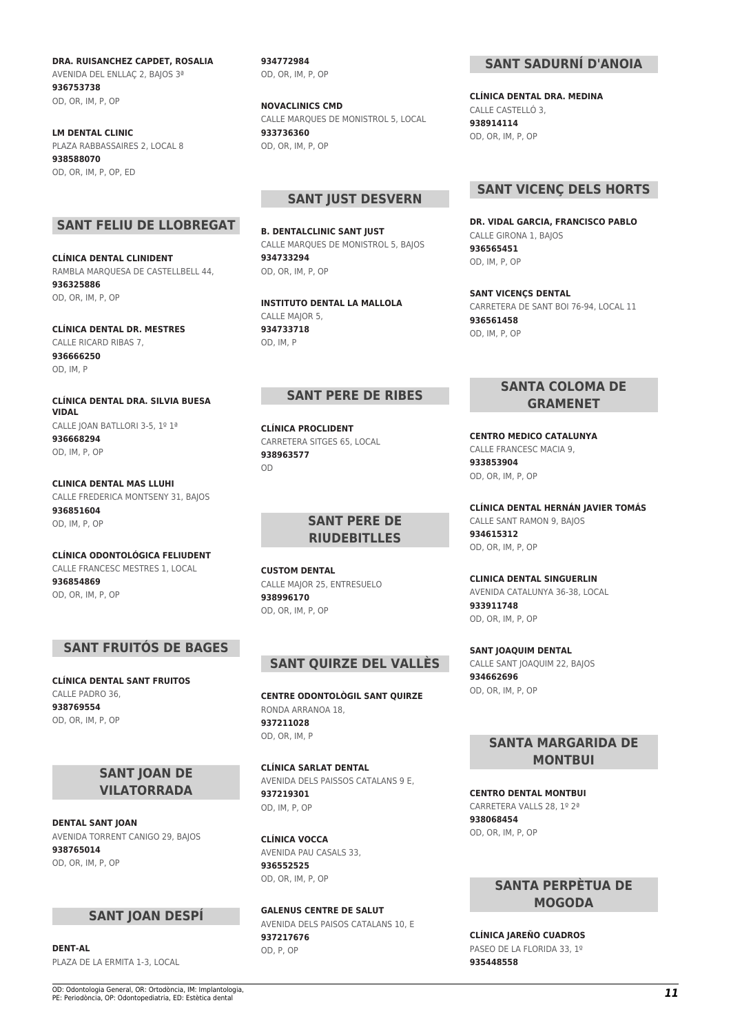**DRA. RUISANCHEZ CAPDET, ROSALIA**
AVENIDA DEL ENLLAÇ 2, BAJOS 3ª
**936753738**
OD, OR, IM, P, OP

**LM DENTAL CLINIC**
PLAZA RABBASSAIRES 2, LOCAL 8
**938588070**
OD, OR, IM, P, OP, ED

## SANT FELIU DE LLOBREGAT

**CLÍNICA DENTAL CLINIDENT**
RAMBLA MARQUESA DE CASTELLBELL 44,
**936325886**
OD, OR, IM, P, OP

**CLÍNICA DENTAL DR. MESTRES**
CALLE RICARD RIBAS 7,
**936666250**
OD, IM, P

**CLÍNICA DENTAL DRA. SILVIA BUESA VIDAL**
CALLE JOAN BATLLORI 3-5, 1º 1ª
**936668294**
OD, IM, P, OP

**CLINICA DENTAL MAS LLUHI**
CALLE FREDERICA MONTSENY 31, BAJOS
**936851604**
OD, IM, P, OP

**CLÍNICA ODONTOLÓGICA FELIUDENT**
CALLE FRANCESC MESTRES 1, LOCAL
**936854869**
OD, OR, IM, P, OP

## SANT FRUITÓS DE BAGES

**CLÍNICA DENTAL SANT FRUITOS**
CALLE PADRO 36,
**938769554**
OD, OR, IM, P, OP

## SANT JOAN DE VILATORRADA

**DENTAL SANT JOAN**
AVENIDA TORRENT CANIGO 29, BAJOS
**938765014**
OD, OR, IM, P, OP

## SANT JOAN DESPÍ

**DENT-AL**
PLAZA DE LA ERMITA 1-3, LOCAL
**934772984**
OD, OR, IM, P, OP

**NOVACLINICS CMD**
CALLE MARQUES DE MONISTROL 5, LOCAL
**933736360**
OD, OR, IM, P, OP

## SANT JUST DESVERN

**B. DENTALCLINIC SANT JUST**
CALLE MARQUES DE MONISTROL 5, BAJOS
**934733294**
OD, OR, IM, P, OP

**INSTITUTO DENTAL LA MALLOLA**
CALLE MAJOR 5,
**934733718**
OD, IM, P

## SANT PERE DE RIBES

**CLÍNICA PROCLIDENT**
CARRETERA SITGES 65, LOCAL
**938963577**
OD

## SANT PERE DE RIUDEBITLLES

**CUSTOM DENTAL**
CALLE MAJOR 25, ENTRESUELO
**938996170**
OD, OR, IM, P, OP

## SANT QUIRZE DEL VALLÈS

**CENTRE ODONTOLÒGIL SANT QUIRZE**
RONDA ARRANOA 18,
**937211028**
OD, OR, IM, P

**CLÍNICA SARLAT DENTAL**
AVENIDA DELS PAISSOS CATALANS 9 E,
**937219301**
OD, IM, P, OP

**CLÍNICA VOCCA**
AVENIDA PAU CASALS 33,
**936552525**
OD, OR, IM, P, OP

**GALENUS CENTRE DE SALUT**
AVENIDA DELS PAISOS CATALANS 10, E
**937217676**
OD, P, OP

## SANT SADURNÍ D'ANOIA

**CLÍNICA DENTAL DRA. MEDINA**
CALLE CASTELLÓ 3,
**938914114**
OD, OR, IM, P, OP

## SANT VICENÇ DELS HORTS

**DR. VIDAL GARCIA, FRANCISCO PABLO**
CALLE GIRONA 1, BAJOS
**936565451**
OD, IM, P, OP

**SANT VICENÇS DENTAL**
CARRETERA DE SANT BOI 76-94, LOCAL 11
**936561458**
OD, IM, P, OP

## SANTA COLOMA DE GRAMENET

**CENTRO MEDICO CATALUNYA**
CALLE FRANCESC MACIA 9,
**933853904**
OD, OR, IM, P, OP

**CLÍNICA DENTAL HERNÁN JAVIER TOMÁS**
CALLE SANT RAMON 9, BAJOS
**934615312**
OD, OR, IM, P, OP

**CLINICA DENTAL SINGUERLIN**
AVENIDA CATALUNYA 36-38, LOCAL
**933911748**
OD, OR, IM, P, OP

**SANT JOAQUIM DENTAL**
CALLE SANT JOAQUIM 22, BAJOS
**934662696**
OD, OR, IM, P, OP

## SANTA MARGARIDA DE MONTBUI

**CENTRO DENTAL MONTBUI**
CARRETERA VALLS 28, 1º 2ª
**938068454**
OD, OR, IM, P, OP

## SANTA PERPÈTUA DE MOGODA

**CLÍNICA JAREÑO CUADROS**
PASEO DE LA FLORIDA 33, 1º
**935448558**

OD: Odontologia General, OR: Ortodòncia, IM: Implantologia, PE: Periodòncia, OP: Odontopediatria, ED: Estètica dental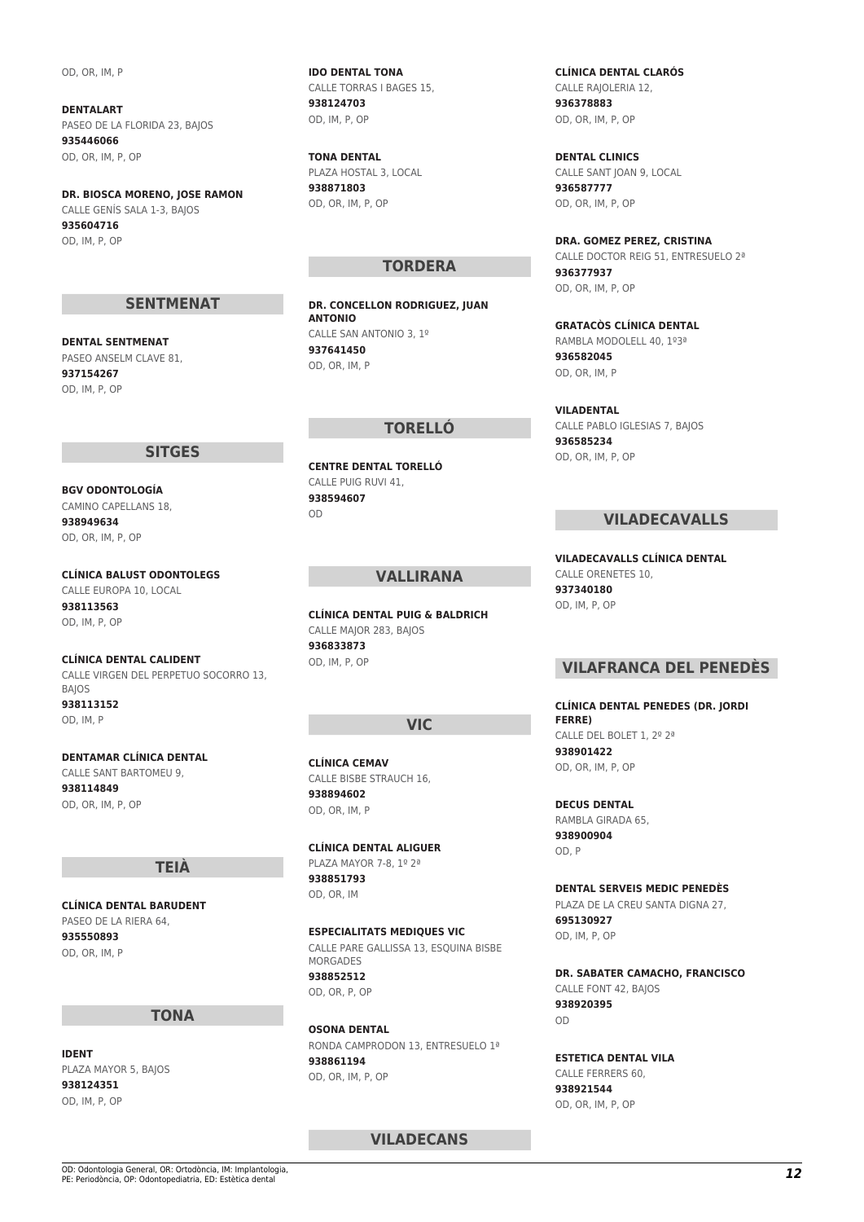OD, OR, IM, P

**DENTALART**
PASEO DE LA FLORIDA 23, BAJOS
**935446066**
OD, OR, IM, P, OP

**DR. BIOSCA MORENO, JOSE RAMON**
CALLE GENÍS SALA 1-3, BAJOS
**935604716**
OD, IM, P, OP

## SENTMENAT

**DENTAL SENTMENAT**
PASEO ANSELM CLAVE 81,
**937154267**
OD, IM, P, OP

## SITGES

**BGV ODONTOLOGÍA**
CAMINO CAPELLANS 18,
**938949634**
OD, OR, IM, P, OP

**CLÍNICA BALUST ODONTOLEGS**
CALLE EUROPA 10, LOCAL
**938113563**
OD, IM, P, OP

**CLÍNICA DENTAL CALIDENT**
CALLE VIRGEN DEL PERPETUO SOCORRO 13, BAJOS
**938113152**
OD, IM, P

**DENTAMAR CLÍNICA DENTAL**
CALLE SANT BARTOMEU 9,
**938114849**
OD, OR, IM, P, OP

## TEIÀ

**CLÍNICA DENTAL BARUDENT**
PASEO DE LA RIERA 64,
**935550893**
OD, OR, IM, P

## TONA

**IDENT**
PLAZA MAYOR 5, BAJOS
**938124351**
OD, IM, P, OP

**IDO DENTAL TONA**
CALLE TORRAS I BAGES 15,
**938124703**
OD, IM, P, OP

**TONA DENTAL**
PLAZA HOSTAL 3, LOCAL
**938871803**
OD, OR, IM, P, OP

## TORDERA

**DR. CONCELLON RODRIGUEZ, JUAN ANTONIO**
CALLE SAN ANTONIO 3, 1º
**937641450**
OD, OR, IM, P

## TORELLÓ

**CENTRE DENTAL TORELLÓ**
CALLE PUIG RUVI 41,
**938594607**
OD

## VALLIRANA

**CLÍNICA DENTAL PUIG & BALDRICH**
CALLE MAJOR 283, BAJOS
**936833873**
OD, IM, P, OP

## VIC

**CLÍNICA CEMAV**
CALLE BISBE STRAUCH 16,
**938894602**
OD, OR, IM, P

**CLÍNICA DENTAL ALIGUER**
PLAZA MAYOR 7-8, 1º 2ª
**938851793**
OD, OR, IM

**ESPECIALITATS MEDIQUES VIC**
CALLE PARE GALLISSA 13, ESQUINA BISBE MORGADES
**938852512**
OD, OR, P, OP

**OSONA DENTAL**
RONDA CAMPRODON 13, ENTRESUELO 1ª
**938861194**
OD, OR, IM, P, OP

## VILADECANS

**CLÍNICA DENTAL CLARÓS**
CALLE RAJOLERIA 12,
**936378883**
OD, OR, IM, P, OP

**DENTAL CLINICS**
CALLE SANT JOAN 9, LOCAL
**936587777**
OD, OR, IM, P, OP

**DRA. GOMEZ PEREZ, CRISTINA**
CALLE DOCTOR REIG 51, ENTRESUELO 2ª
**936377937**
OD, OR, IM, P, OP

**GRATACÒS CLÍNICA DENTAL**
RAMBLA MODOLELL 40, 1º3ª
**936582045**
OD, OR, IM, P

**VILADENTAL**
CALLE PABLO IGLESIAS 7, BAJOS
**936585234**
OD, OR, IM, P, OP

## VILADECAVALLS

**VILADECAVALLS CLÍNICA DENTAL**
CALLE ORENETES 10,
**937340180**
OD, IM, P, OP

## VILAFRANCA DEL PENEDÈS

**CLÍNICA DENTAL PENEDES (DR. JORDI FERRE)**
CALLE DEL BOLET 1, 2º 2ª
**938901422**
OD, OR, IM, P, OP

**DECUS DENTAL**
RAMBLA GIRADA 65,
**938900904**
OD, P

**DENTAL SERVEIS MEDIC PENEDÈS**
PLAZA DE LA CREU SANTA DIGNA 27,
**695130927**
OD, IM, P, OP

**DR. SABATER CAMACHO, FRANCISCO**
CALLE FONT 42, BAJOS
**938920395**
OD

**ESTETICA DENTAL VILA**
CALLE FERRERS 60,
**938921544**
OD, OR, IM, P, OP

OD: Odontologia General, OR: Ortodòncia, IM: Implantologia, PE: Periodòncia, OP: Odontopediatria, ED: Estètica dental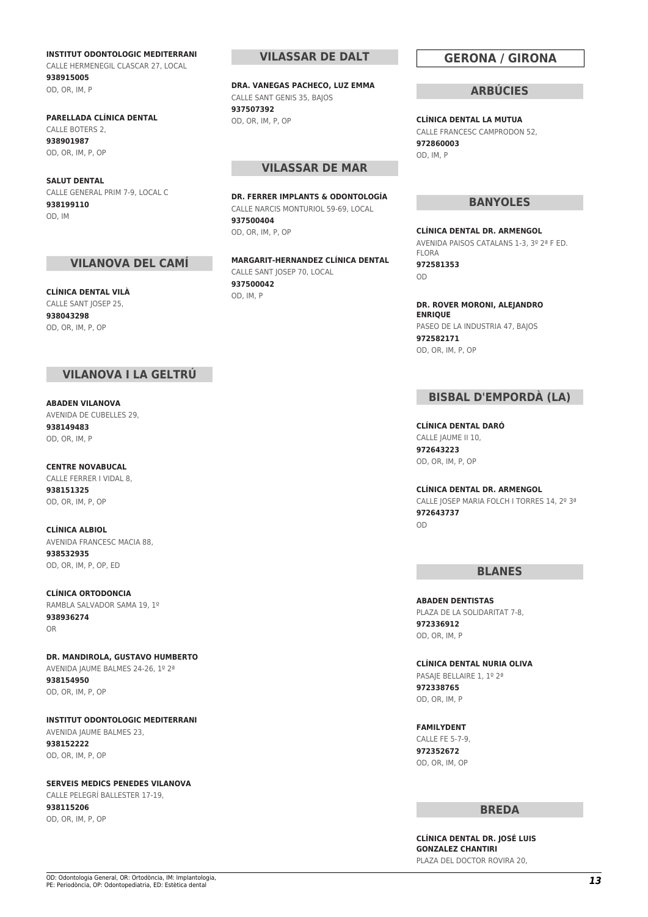**INSTITUT ODONTOLOGIC MEDITERRANI**
CALLE HERMENEGIL CLASCAR 27, LOCAL
**938915005**
OD, OR, IM, P

**PARELLADA CLÍNICA DENTAL**
CALLE BOTERS 2,
**938901987**
OD, OR, IM, P, OP

**SALUT DENTAL**
CALLE GENERAL PRIM 7-9, LOCAL C
**938199110**
OD, IM

## VILANOVA DEL CAMÍ

**CLÍNICA DENTAL VILÀ**
CALLE SANT JOSEP 25,
**938043298**
OD, OR, IM, P, OP

## VILANOVA I LA GELTRÚ

**ABADEN VILANOVA**
AVENIDA DE CUBELLES 29,
**938149483**
OD, OR, IM, P

**CENTRE NOVABUCAL**
CALLE FERRER I VIDAL 8,
**938151325**
OD, OR, IM, P, OP

**CLÍNICA ALBIOL**
AVENIDA FRANCESC MACIA 88,
**938532935**
OD, OR, IM, P, OP, ED

**CLÍNICA ORTODONCIA**
RAMBLA SALVADOR SAMA 19, 1º
**938936274**
OR

**DR. MANDIROLA, GUSTAVO HUMBERTO**
AVENIDA JAUME BALMES 24-26, 1º 2ª
**938154950**
OD, OR, IM, P, OP

**INSTITUT ODONTOLOGIC MEDITERRANI**
AVENIDA JAUME BALMES 23,
**938152222**
OD, OR, IM, P, OP

**SERVEIS MEDICS PENEDES VILANOVA**
CALLE PELEGRÍ BALLESTER 17-19,
**938115206**
OD, OR, IM, P, OP

## VILASSAR DE DALT

**DRA. VANEGAS PACHECO, LUZ EMMA**
CALLE SANT GENIS 35, BAJOS
**937507392**
OD, OR, IM, P, OP

## VILASSAR DE MAR

**DR. FERRER IMPLANTS & ODONTOLOGÍA**
CALLE NARCIS MONTURIOL 59-69, LOCAL
**937500404**
OD, OR, IM, P, OP

**MARGARIT-HERNANDEZ CLÍNICA DENTAL**
CALLE SANT JOSEP 70, LOCAL
**937500042**
OD, IM, P

# GERONA / GIRONA

## ARBÚCIES

**CLÍNICA DENTAL LA MUTUA**
CALLE FRANCESC CAMPRODON 52,
**972860003**
OD, IM, P

## BANYOLES

**CLÍNICA DENTAL DR. ARMENGOL**
AVENIDA PAISOS CATALANS 1-3, 3º 2ª F ED. FLORA
**972581353**
OD

**DR. ROVER MORONI, ALEJANDRO ENRIQUE**
PASEO DE LA INDUSTRIA 47, BAJOS
**972582171**
OD, OR, IM, P, OP

## BISBAL D'EMPORDÀ (LA)

**CLÍNICA DENTAL DARÓ**
CALLE JAUME II 10,
**972643223**
OD, OR, IM, P, OP

**CLÍNICA DENTAL DR. ARMENGOL**
CALLE JOSEP MARIA FOLCH I TORRES 14, 2º 3ª
**972643737**
OD

## BLANES

**ABADEN DENTISTAS**
PLAZA DE LA SOLIDARITAT 7-8,
**972336912**
OD, OR, IM, P

**CLÍNICA DENTAL NURIA OLIVA**
PASAJE BELLAIRE 1, 1º 2ª
**972338765**
OD, OR, IM, P

**FAMILYDENT**
CALLE FE 5-7-9,
**972352672**
OD, OR, IM, OP

## BREDA

**CLÍNICA DENTAL DR. JOSÉ LUIS GONZALEZ CHANTIRI**
PLAZA DEL DOCTOR ROVIRA 20,

OD: Odontologia General, OR: Ortodòncia, IM: Implantologia, PE: Periodòncia, OP: Odontopediatria, ED: Estètica dental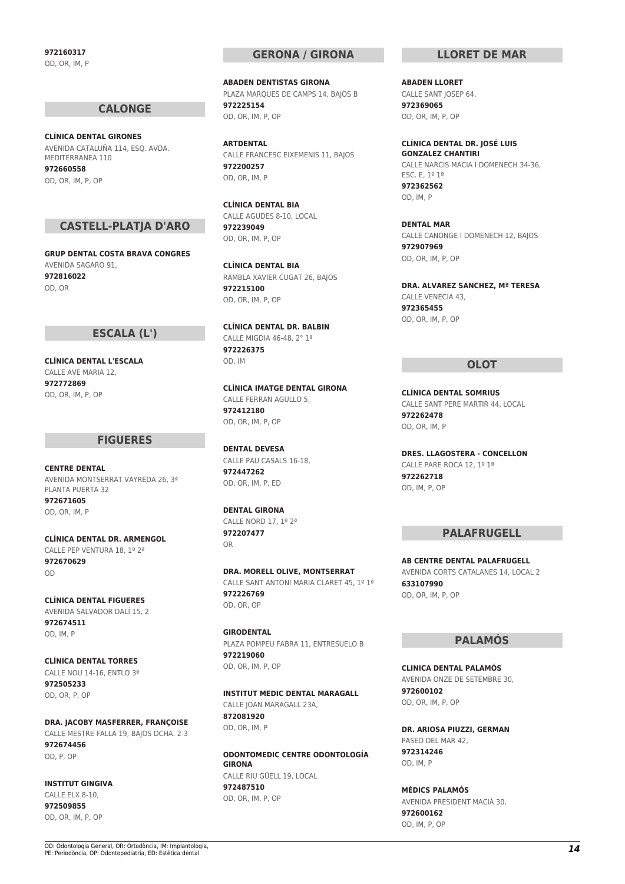**972160317**
OD, OR, IM, P

## CALONGE

**CLÍNICA DENTAL GIRONES**
AVENIDA CATALUÑA 114, ESQ. AVDA. MEDITERRANEA 110
**972660558**
OD, OR, IM, P, OP

## CASTELL-PLATJA D'ARO

**GRUP DENTAL COSTA BRAVA CONGRES**
AVENIDA SAGARO 91,
**972816022**
OD, OR

## ESCALA (L')

**CLÍNICA DENTAL L'ESCALA**
CALLE AVE MARIA 12,
**972772869**
OD, OR, IM, P, OP

## FIGUERES

**CENTRE DENTAL**
AVENIDA MONTSERRAT VAYREDA 26, 3ª PLANTA PUERTA 32
**972671605**
OD, OR, IM, P

**CLÍNICA DENTAL DR. ARMENGOL**
CALLE PEP VENTURA 18, 1º 2ª
**972670629**
OD

**CLÍNICA DENTAL FIGUERES**
AVENIDA SALVADOR DALÍ 15, 2
**972674511**
OD, IM, P

**CLÍNICA DENTAL TORRES**
CALLE NOU 14-16, ENTLO 3ª
**972505233**
OD, OR, P, OP

**DRA. JACOBY MASFERRER, FRANÇOISE**
CALLE MESTRE FALLA 19, BAJOS DCHA. 2-3
**972674456**
OD, P, OP

**INSTITUT GINGIVA**
CALLE ELX 8-10,
**972509855**
OD, OR, IM, P, OP

## GERONA / GIRONA

**ABADEN DENTISTAS GIRONA**
PLAZA MARQUES DE CAMPS 14, BAJOS B
**972225154**
OD, OR, IM, P, OP

**ARTDENTAL**
CALLE FRANCESC EIXEMENIS 11, BAJOS
**972200257**
OD, OR, IM, P

**CLÍNICA DENTAL BIA**
CALLE AGUDES 8-10, LOCAL
**972239049**
OD, OR, IM, P, OP

**CLÍNICA DENTAL BIA**
RAMBLA XAVIER CUGAT 26, BAJOS
**972215100**
OD, OR, IM, P, OP

**CLÍNICA DENTAL DR. BALBIN**
CALLE MIGDIA 46-48, 2° 1ª
**972226375**
OD, IM

**CLÍNICA IMATGE DENTAL GIRONA**
CALLE FERRAN AGULLO 5,
**972412180**
OD, OR, IM, P, OP

**DENTAL DEVESA**
CALLE PAU CASALS 16-18,
**972447262**
OD, OR, IM, P, ED

**DENTAL GIRONA**
CALLE NORD 17, 1º 2ª
**972207477**
OR

**DRA. MORELL OLIVE, MONTSERRAT**
CALLE SANT ANTONI MARIA CLARET 45, 1º 1ª
**972226769**
OD, OR, OP

**GIRODENTAL**
PLAZA POMPEU FABRA 11, ENTRESUELO B
**972219060**
OD, OR, IM, P, OP

**INSTITUT MEDIC DENTAL MARAGALL**
CALLE JOAN MARAGALL 23A,
**872081920**
OD, OR, IM, P

**ODONTOMEDIC CENTRE ODONTOLOGÍA GIRONA**
CALLE RIU GÜELL 19, LOCAL
**972487510**
OD, OR, IM, P, OP

## LLORET DE MAR

**ABADEN LLORET**
CALLE SANT JOSEP 64,
**972369065**
OD, OR, IM, P, OP

**CLÍNICA DENTAL DR. JOSÉ LUIS GONZALEZ CHANTIRI**
CALLE NARCIS MACIA I DOMENECH 34-36, ESC. E, 1º 1ª
**972362562**
OD, IM, P

**DENTAL MAR**
CALLE CANONGE I DOMENECH 12, BAJOS
**972907969**
OD, OR, IM, P, OP

**DRA. ALVAREZ SANCHEZ, Mª TERESA**
CALLE VENECIA 43,
**972365455**
OD, OR, IM, P, OP

## OLOT

**CLÍNICA DENTAL SOMRIUS**
CALLE SANT PERE MARTIR 44, LOCAL
**972262478**
OD, OR, IM, P

**DRES. LLAGOSTERA - CONCELLON**
CALLE PARE ROCA 12, 1º 1ª
**972262718**
OD, IM, P, OP

## PALAFRUGELL

**AB CENTRE DENTAL PALAFRUGELL**
AVENIDA CORTS CATALANES 14, LOCAL 2
**633107990**
OD, OR, IM, P, OP

## PALAMÓS

**CLINICA DENTAL PALAMÓS**
AVENIDA ONZE DE SETEMBRE 30,
**972600102**
OD, OR, IM, P, OP

**DR. ARIOSA PIUZZI, GERMAN**
PASEO DEL MAR 42,
**972314246**
OD, IM, P

**MÈDICS PALAMÓS**
AVENIDA PRESIDENT MACIÀ 30,
**972600162**
OD, IM, P, OP

OD: Odontologia General, OR: Ortodòncia, IM: Implantologia, PE: Periodòncia, OP: Odontopediatria, ED: Estètica dental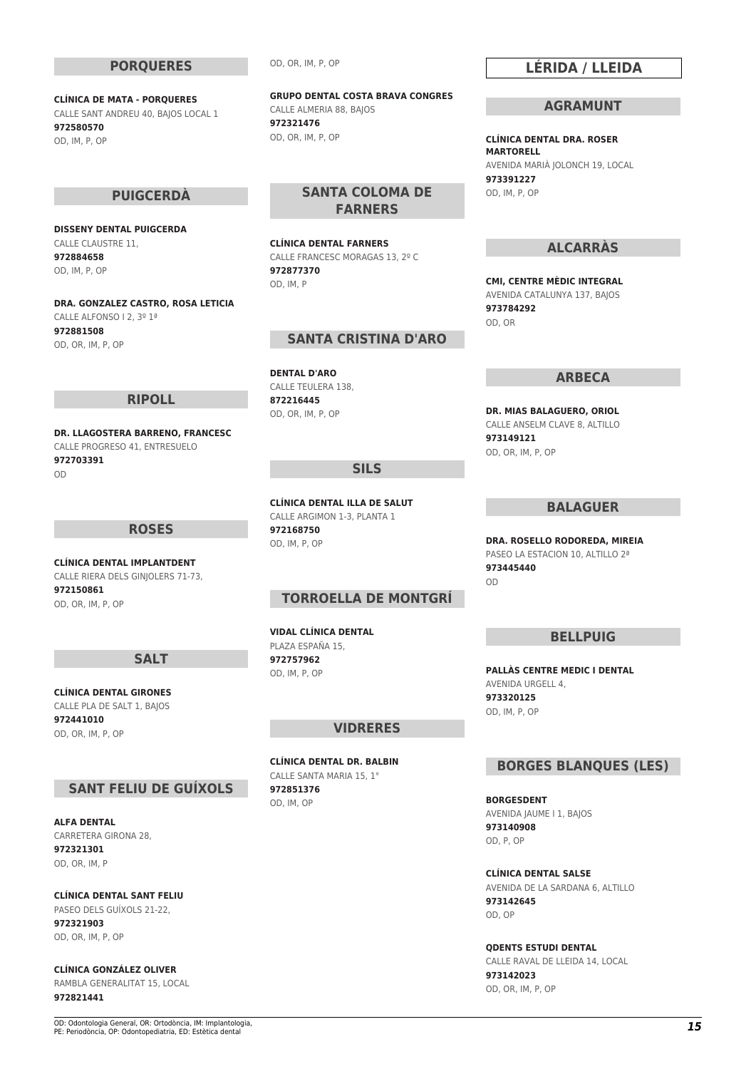## PORQUERES

**CLÍNICA DE MATA - PORQUERES**
CALLE SANT ANDREU 40, BAJOS LOCAL 1
**972580570**
OD, IM, P, OP

## PUIGCERDÀ

**DISSENY DENTAL PUIGCERDA**
CALLE CLAUSTRE 11,
**972884658**
OD, IM, P, OP

**DRA. GONZALEZ CASTRO, ROSA LETICIA**
CALLE ALFONSO I 2, 3º 1ª
**972881508**
OD, OR, IM, P, OP

## RIPOLL

**DR. LLAGOSTERA BARRENO, FRANCESC**
CALLE PROGRESO 41, ENTRESUELO
**972703391**
OD

## ROSES

**CLÍNICA DENTAL IMPLANTDENT**
CALLE RIERA DELS GINJOLERS 71-73,
**972150861**
OD, OR, IM, P, OP

## SALT

**CLÍNICA DENTAL GIRONES**
CALLE PLA DE SALT 1, BAJOS
**972441010**
OD, OR, IM, P, OP

## SANT FELIU DE GUÍXOLS

**ALFA DENTAL**
CARRETERA GIRONA 28,
**972321301**
OD, OR, IM, P

**CLÍNICA DENTAL SANT FELIU**
PASEO DELS GUÍXOLS 21-22,
**972321903**
OD, OR, IM, P, OP

**CLÍNICA GONZÁLEZ OLIVER**
RAMBLA GENERALITAT 15, LOCAL
**972821441**
OD, OR, IM, P, OP

**GRUPO DENTAL COSTA BRAVA CONGRES**
CALLE ALMERIA 88, BAJOS
**972321476**
OD, OR, IM, P, OP

## SANTA COLOMA DE FARNERS

**CLÍNICA DENTAL FARNERS**
CALLE FRANCESC MORAGAS 13, 2º C
**972877370**
OD, IM, P

## SANTA CRISTINA D'ARO

**DENTAL D'ARO**
CALLE TEULERA 138,
**872216445**
OD, OR, IM, P, OP

## SILS

**CLÍNICA DENTAL ILLA DE SALUT**
CALLE ARGIMON 1-3, PLANTA 1
**972168750**
OD, IM, P, OP

## TORROELLA DE MONTGRÍ

**VIDAL CLÍNICA DENTAL**
PLAZA ESPAÑA 15,
**972757962**
OD, IM, P, OP

## VIDRERES

**CLÍNICA DENTAL DR. BALBIN**
CALLE SANTA MARIA 15, 1°
**972851376**
OD, IM, OP

# LÉRIDA / LLEIDA

## AGRAMUNT

**CLÍNICA DENTAL DRA. ROSER MARTORELL**
AVENIDA MARIÀ JOLONCH 19, LOCAL
**973391227**
OD, IM, P, OP

## ALCARRÀS

**CMI, CENTRE MÈDIC INTEGRAL**
AVENIDA CATALUNYA 137, BAJOS
**973784292**
OD, OR

## ARBECA

**DR. MIAS BALAGUERO, ORIOL**
CALLE ANSELM CLAVE 8, ALTILLO
**973149121**
OD, OR, IM, P, OP

## BALAGUER

**DRA. ROSELLO RODOREDA, MIREIA**
PASEO LA ESTACION 10, ALTILLO 2ª
**973445440**
OD

## BELLPUIG

**PALLÀS CENTRE MEDIC I DENTAL**
AVENIDA URGELL 4,
**973320125**
OD, IM, P, OP

## BORGES BLANQUES (LES)

**BORGESDENT**
AVENIDA JAUME I 1, BAJOS
**973140908**
OD, P, OP

**CLÍNICA DENTAL SALSE**
AVENIDA DE LA SARDANA 6, ALTILLO
**973142645**
OD, OP

**QDENTS ESTUDI DENTAL**
CALLE RAVAL DE LLEIDA 14, LOCAL
**973142023**
OD, OR, IM, P, OP

OD: Odontologia General, OR: Ortodòncia, IM: Implantologia, PE: Periodòncia, OP: Odontopediatria, ED: Estètica dental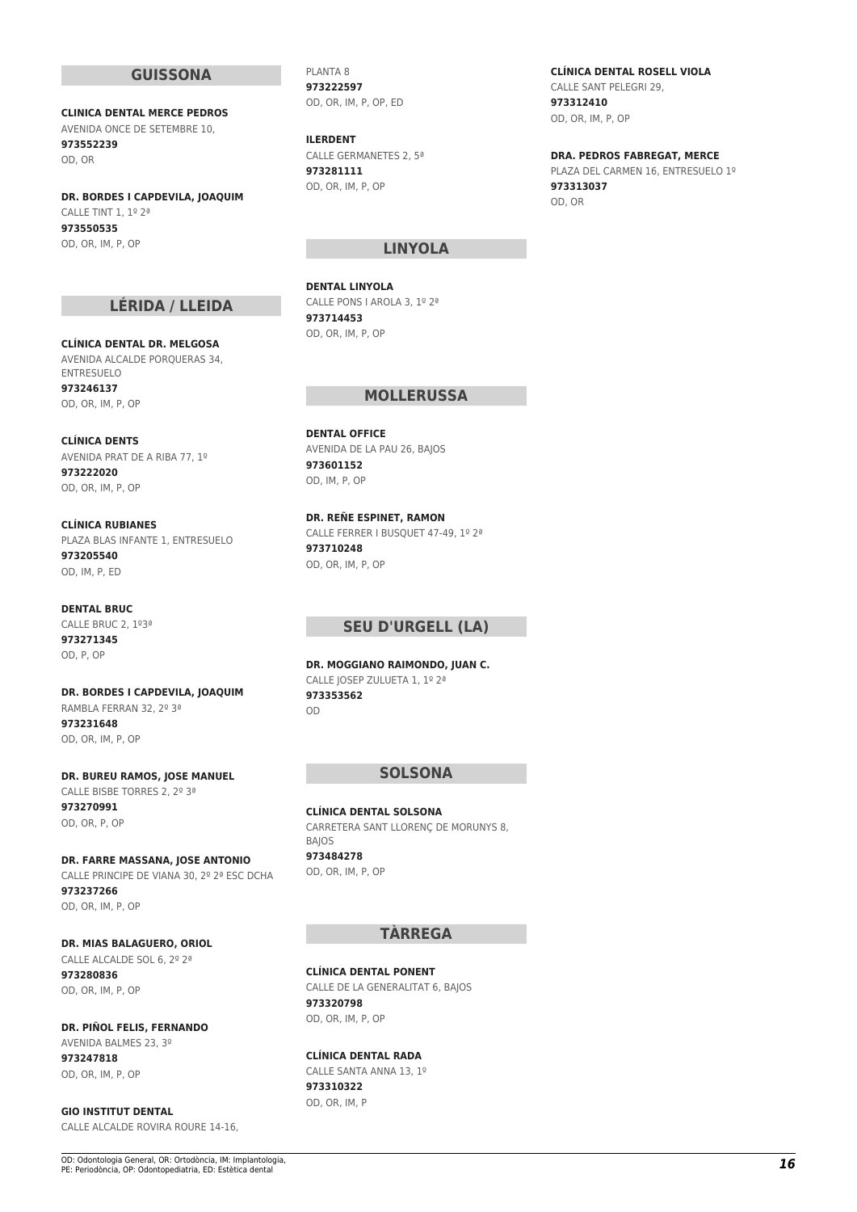## GUISSONA

**CLINICA DENTAL MERCE PEDROS**
AVENIDA ONCE DE SETEMBRE 10,
**973552239**
OD, OR

**DR. BORDES I CAPDEVILA, JOAQUIM**
CALLE TINT 1, 1º 2ª
**973550535**
OD, OR, IM, P, OP

## LÉRIDA / LLEIDA

**CLÍNICA DENTAL DR. MELGOSA**
AVENIDA ALCALDE PORQUERAS 34, ENTRESUELO
**973246137**
OD, OR, IM, P, OP

**CLÍNICA DENTS**
AVENIDA PRAT DE A RIBA 77, 1º
**973222020**
OD, OR, IM, P, OP

**CLÍNICA RUBIANES**
PLAZA BLAS INFANTE 1, ENTRESUELO
**973205540**
OD, IM, P, ED

**DENTAL BRUC**
CALLE BRUC 2, 1º3ª
**973271345**
OD, P, OP

**DR. BORDES I CAPDEVILA, JOAQUIM**
RAMBLA FERRAN 32, 2º 3ª
**973231648**
OD, OR, IM, P, OP

**DR. BUREU RAMOS, JOSE MANUEL**
CALLE BISBE TORRES 2, 2º 3ª
**973270991**
OD, OR, P, OP

**DR. FARRE MASSANA, JOSE ANTONIO**
CALLE PRINCIPE DE VIANA 30, 2º 2ª ESC DCHA
**973237266**
OD, OR, IM, P, OP

**DR. MIAS BALAGUERO, ORIOL**
CALLE ALCALDE SOL 6, 2º 2ª
**973280836**
OD, OR, IM, P, OP

**DR. PIÑOL FELIS, FERNANDO**
AVENIDA BALMES 23, 3º
**973247818**
OD, OR, IM, P, OP

**GIO INSTITUT DENTAL**
CALLE ALCALDE ROVIRA ROURE 14-16, PLANTA 8
**973222597**
OD, OR, IM, P, OP, ED

**ILERDENT**
CALLE GERMANETES 2, 5ª
**973281111**
OD, OR, IM, P, OP

## LINYOLA

**DENTAL LINYOLA**
CALLE PONS I AROLA 3, 1º 2ª
**973714453**
OD, OR, IM, P, OP

## MOLLERUSSA

**DENTAL OFFICE**
AVENIDA DE LA PAU 26, BAJOS
**973601152**
OD, IM, P, OP

**DR. REÑE ESPINET, RAMON**
CALLE FERRER I BUSQUET 47-49, 1º 2ª
**973710248**
OD, OR, IM, P, OP

## SEU D'URGELL (LA)

**DR. MOGGIANO RAIMONDO, JUAN C.**
CALLE JOSEP ZULUETA 1, 1º 2ª
**973353562**
OD

## SOLSONA

**CLÍNICA DENTAL SOLSONA**
CARRETERA SANT LLORENÇ DE MORUNYS 8, BAJOS
**973484278**
OD, OR, IM, P, OP

## TÀRREGA

**CLÍNICA DENTAL PONENT**
CALLE DE LA GENERALITAT 6, BAJOS
**973320798**
OD, OR, IM, P, OP

**CLÍNICA DENTAL RADA**
CALLE SANTA ANNA 13, 1º
**973310322**
OD, OR, IM, P

**CLÍNICA DENTAL ROSELL VIOLA**
CALLE SANT PELEGRI 29,
**973312410**
OD, OR, IM, P, OP

**DRA. PEDROS FABREGAT, MERCE**
PLAZA DEL CARMEN 16, ENTRESUELO 1º
**973313037**
OD, OR

OD: Odontologia General, OR: Ortodòncia, IM: Implantologia, PE: Periodòncia, OP: Odontopediatria, ED: Estètica dental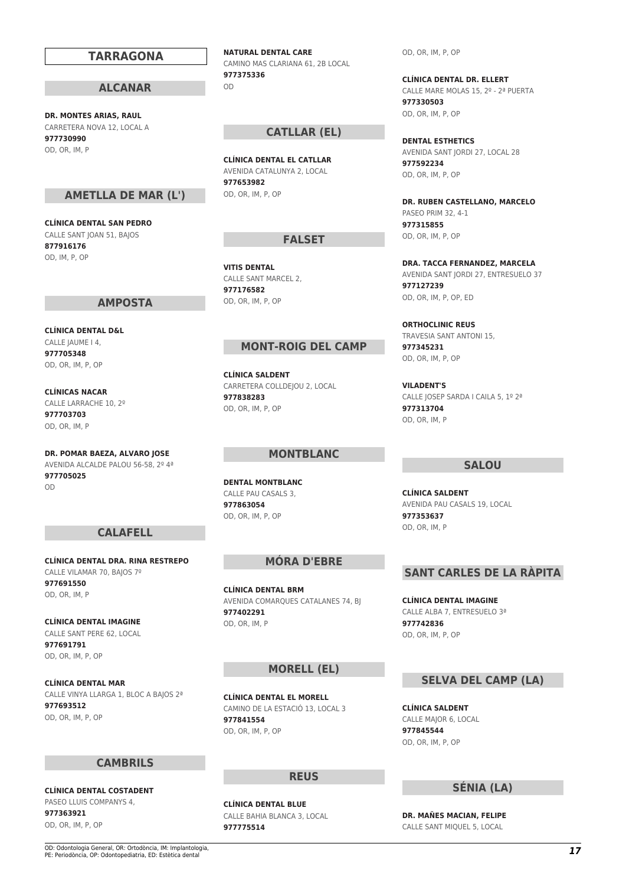# TARRAGONA

## ALCANAR

**DR. MONTES ARIAS, RAUL**
CARRETERA NOVA 12, LOCAL A
**977730990**
OD, OR, IM, P

## AMETLLA DE MAR (L')

**CLÍNICA DENTAL SAN PEDRO**
CALLE SANT JOAN 51, BAJOS
**877916176**
OD, IM, P, OP

## AMPOSTA

**CLÍNICA DENTAL D&L**
CALLE JAUME I 4,
**977705348**
OD, OR, IM, P, OP

**CLÍNICAS NACAR**
CALLE LARRACHE 10, 2º
**977703703**
OD, OR, IM, P

**DR. POMAR BAEZA, ALVARO JOSE**
AVENIDA ALCALDE PALOU 56-58, 2º 4ª
**977705025**
OD

## CALAFELL

**CLÍNICA DENTAL DRA. RINA RESTREPO**
CALLE VILAMAR 70, BAJOS 7º
**977691550**
OD, OR, IM, P

**CLÍNICA DENTAL IMAGINE**
CALLE SANT PERE 62, LOCAL
**977691791**
OD, OR, IM, P, OP

**CLÍNICA DENTAL MAR**
CALLE VINYA LLARGA 1, BLOC A BAJOS 2ª
**977693512**
OD, OR, IM, P, OP

## CAMBRILS

**CLÍNICA DENTAL COSTADENT**
PASEO LLUIS COMPANYS 4,
**977363921**
OD, OR, IM, P, OP

**NATURAL DENTAL CARE**
CAMINO MAS CLARIANA 61, 2B LOCAL
**977375336**
OD

## CATLLAR (EL)

**CLÍNICA DENTAL EL CATLLAR**
AVENIDA CATALUNYA 2, LOCAL
**977653982**
OD, OR, IM, P, OP

## FALSET

**VITIS DENTAL**
CALLE SANT MARCEL 2,
**977176582**
OD, OR, IM, P, OP

## MONT-ROIG DEL CAMP

**CLÍNICA SALDENT**
CARRETERA COLLDEJOU 2, LOCAL
**977838283**
OD, OR, IM, P, OP

## MONTBLANC

**DENTAL MONTBLANC**
CALLE PAU CASALS 3,
**977863054**
OD, OR, IM, P, OP

## MÓRA D'EBRE

**CLÍNICA DENTAL BRM**
AVENIDA COMARQUES CATALANES 74, BJ
**977402291**
OD, OR, IM, P

## MORELL (EL)

**CLÍNICA DENTAL EL MORELL**
CAMINO DE LA ESTACIÓ 13, LOCAL 3
**977841554**
OD, OR, IM, P, OP

## REUS

**CLÍNICA DENTAL BLUE**
CALLE BAHIA BLANCA 3, LOCAL
**977775514**
OD, OR, IM, P, OP

**CLÍNICA DENTAL DR. ELLERT**
CALLE MARE MOLAS 15, 2º - 2ª PUERTA
**977330503**
OD, OR, IM, P, OP

**DENTAL ESTHETICS**
AVENIDA SANT JORDI 27, LOCAL 28
**977592234**
OD, OR, IM, P, OP

**DR. RUBEN CASTELLANO, MARCELO**
PASEO PRIM 32, 4-1
**977315855**
OD, OR, IM, P, OP

**DRA. TACCA FERNANDEZ, MARCELA**
AVENIDA SANT JORDI 27, ENTRESUELO 37
**977127239**
OD, OR, IM, P, OP, ED

**ORTHOCLINIC REUS**
TRAVESIA SANT ANTONI 15,
**977345231**
OD, OR, IM, P, OP

**VILADENT'S**
CALLE JOSEP SARDA I CAILA 5, 1º 2ª
**977313704**
OD, OR, IM, P

## SALOU

**CLÍNICA SALDENT**
AVENIDA PAU CASALS 19, LOCAL
**977353637**
OD, OR, IM, P

## SANT CARLES DE LA RÀPITA

**CLÍNICA DENTAL IMAGINE**
CALLE ALBA 7, ENTRESUELO 3ª
**977742836**
OD, OR, IM, P, OP

## SELVA DEL CAMP (LA)

**CLÍNICA SALDENT**
CALLE MAJOR 6, LOCAL
**977845544**
OD, OR, IM, P, OP

## SÉNIA (LA)

**DR. MAÑES MACIAN, FELIPE**
CALLE SANT MIQUEL 5, LOCAL

OD: Odontologia General, OR: Ortodòncia, IM: Implantologia, PE: Periodòncia, OP: Odontopediatria, ED: Estètica dental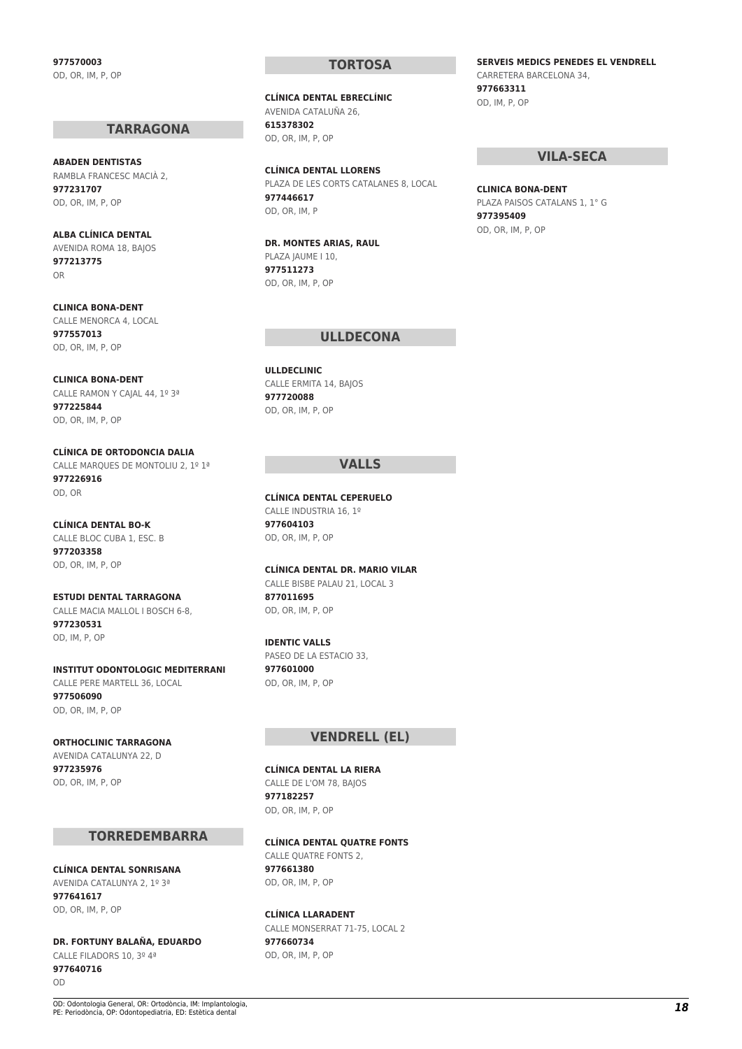**977570003**
OD, OR, IM, P, OP

## TARRAGONA

**ABADEN DENTISTAS**
RAMBLA FRANCESC MACIÀ 2,
**977231707**
OD, OR, IM, P, OP

**ALBA CLÍNICA DENTAL**
AVENIDA ROMA 18, BAJOS
**977213775**
OR

**CLINICA BONA-DENT**
CALLE MENORCA 4, LOCAL
**977557013**
OD, OR, IM, P, OP

**CLINICA BONA-DENT**
CALLE RAMON Y CAJAL 44, 1º 3ª
**977225844**
OD, OR, IM, P, OP

**CLÍNICA DE ORTODONCIA DALIA**
CALLE MARQUES DE MONTOLIU 2, 1º 1ª
**977226916**
OD, OR

**CLÍNICA DENTAL BO-K**
CALLE BLOC CUBA 1, ESC. B
**977203358**
OD, OR, IM, P, OP

**ESTUDI DENTAL TARRAGONA**
CALLE MACIA MALLOL I BOSCH 6-8,
**977230531**
OD, IM, P, OP

**INSTITUT ODONTOLOGIC MEDITERRANI**
CALLE PERE MARTELL 36, LOCAL
**977506090**
OD, OR, IM, P, OP

**ORTHOCLINIC TARRAGONA**
AVENIDA CATALUNYA 22, D
**977235976**
OD, OR, IM, P, OP

## TORREDEMBARRA

**CLÍNICA DENTAL SONRISANA**
AVENIDA CATALUNYA 2, 1º 3ª
**977641617**
OD, OR, IM, P, OP

**DR. FORTUNY BALAÑA, EDUARDO**
CALLE FILADORS 10, 3º 4ª
**977640716**
OD

## TORTOSA

**CLÍNICA DENTAL EBRECLÍNIC**
AVENIDA CATALUÑA 26,
**615378302**
OD, OR, IM, P, OP

**CLÍNICA DENTAL LLORENS**
PLAZA DE LES CORTS CATALANES 8, LOCAL
**977446617**
OD, OR, IM, P

**DR. MONTES ARIAS, RAUL**
PLAZA JAUME I 10,
**977511273**
OD, OR, IM, P, OP

## ULLDECONA

**ULLDECLINIC**
CALLE ERMITA 14, BAJOS
**977720088**
OD, OR, IM, P, OP

## VALLS

**CLÍNICA DENTAL CEPERUELO**
CALLE INDUSTRIA 16, 1º
**977604103**
OD, OR, IM, P, OP

**CLÍNICA DENTAL DR. MARIO VILAR**
CALLE BISBE PALAU 21, LOCAL 3
**877011695**
OD, OR, IM, P, OP

**IDENTIC VALLS**
PASEO DE LA ESTACIO 33,
**977601000**
OD, OR, IM, P, OP

## VENDRELL (EL)

**CLÍNICA DENTAL LA RIERA**
CALLE DE L'OM 78, BAJOS
**977182257**
OD, OR, IM, P, OP

**CLÍNICA DENTAL QUATRE FONTS**
CALLE QUATRE FONTS 2,
**977661380**
OD, OR, IM, P, OP

**CLÍNICA LLARADENT**
CALLE MONSERRAT 71-75, LOCAL 2
**977660734**
OD, OR, IM, P, OP

**SERVEIS MEDICS PENEDES EL VENDRELL**
CARRETERA BARCELONA 34,
**977663311**
OD, IM, P, OP

## VILA-SECA

**CLINICA BONA-DENT**
PLAZA PAISOS CATALANS 1, 1° G
**977395409**
OD, OR, IM, P, OP

OD: Odontologia General, OR: Ortodòncia, IM: Implantologia, PE: Periodòncia, OP: Odontopediatria, ED: Estètica dental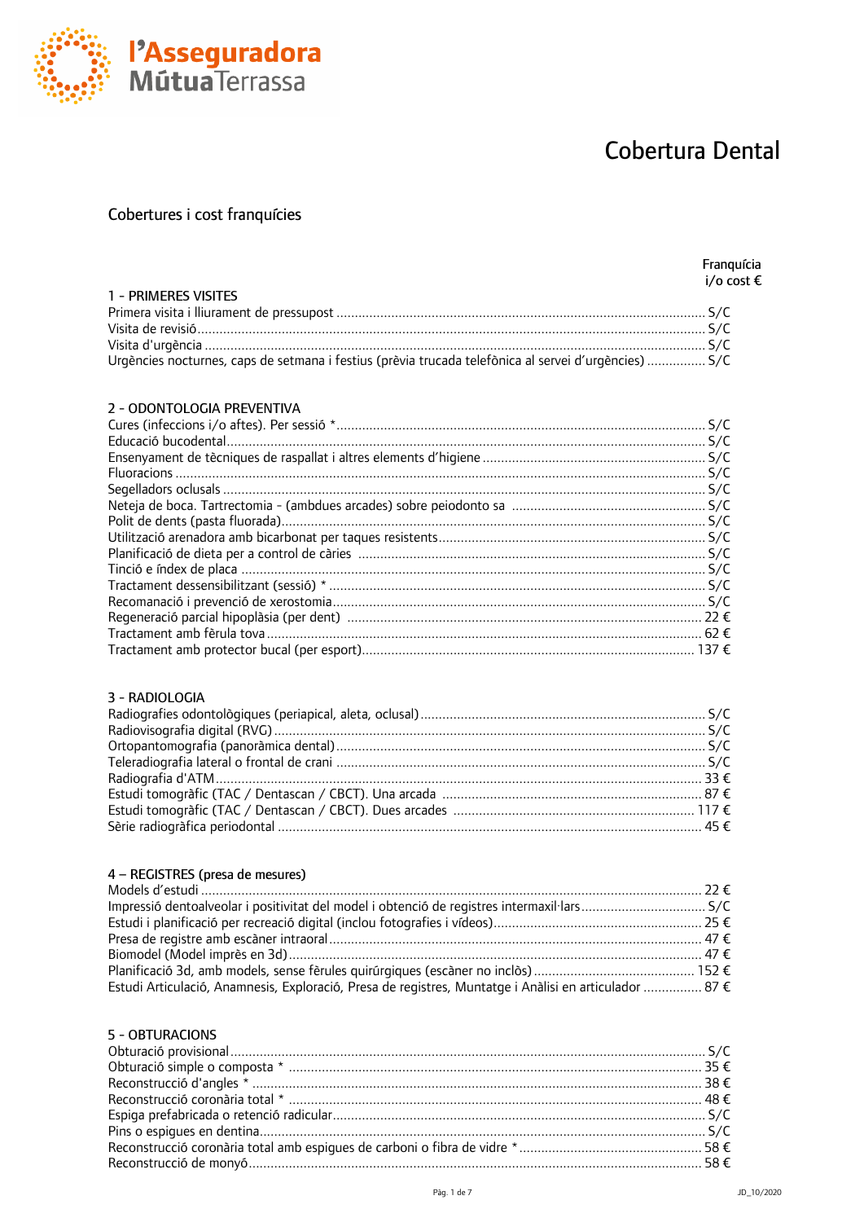l'Asseguradora MútuaTerrassa

# Cobertura Dental

## Cobertures i cost franquícies

| | Franquícia i/o cost € |
|---|---|
| **1 - PRIMERES VISITES** | |
| Primera visita i lliurament de pressupost | S/C |
| Visita de revisió | S/C |
| Visita d'urgència | S/C |
| Urgències nocturnes, caps de setmana i festius (prèvia trucada telefònica al servei d'urgències) | S/C |
| **2 - ODONTOLOGIA PREVENTIVA** | |
| Cures (infeccions i/o aftes). Per sessió * | S/C |
| Educació bucodental | S/C |
| Ensenyament de tècniques de raspallat i altres elements d'higiene | S/C |
| Fluoracions | S/C |
| Segelladors oclusals | S/C |
| Neteja de boca. Tartrectomia - (ambdues arcades) sobre peiodonto sa | S/C |
| Polit de dents (pasta fluorada) | S/C |
| Utilització arenadora amb bicarbonat per taques resistents | S/C |
| Planificació de dieta per a control de càries | S/C |
| Tinció e índex de placa | S/C |
| Tractament dessensibilitzant (sessió) * | S/C |
| Recomanació i prevenció de xerostomia | S/C |
| Regeneració parcial hipoplàsia (per dent) | 22 € |
| Tractament amb fèrula tova | 62 € |
| Tractament amb protector bucal (per esport) | 137 € |
| **3 - RADIOLOGIA** | |
| Radiografies odontològiques (periapical, aleta, oclusal) | S/C |
| Radiovisografia digital (RVG) | S/C |
| Ortopantomografia (panoràmica dental) | S/C |
| Teleradiografia lateral o frontal de crani | S/C |
| Radiografia d'ATM | 33 € |
| Estudi tomogràfic (TAC / Dentascan / CBCT). Una arcada | 87 € |
| Estudi tomogràfic (TAC / Dentascan / CBCT). Dues arcades | 117 € |
| Sèrie radiogràfica periodontal | 45 € |
| **4 – REGISTRES (presa de mesures)** | |
| Models d'estudi | 22 € |
| Impressió dentoalveolar i positivitat del model i obtenció de registres intermaxil·lars | S/C |
| Estudi i planificació per recreació digital (inclou fotografies i vídeos) | 25 € |
| Presa de registre amb escàner intraoral | 47 € |
| Biomodel (Model imprès en 3d) | 47 € |
| Planificació 3d, amb models, sense fèrules quirúrgiques (escàner no inclòs) | 152 € |
| Estudi Articulació, Anamnesis, Exploració, Presa de registres, Muntatge i Anàlisi en articulador | 87 € |
| **5 - OBTURACIONS** | |
| Obturació provisional | S/C |
| Obturació simple o composta * | 35 € |
| Reconstrucció d'angles * | 38 € |
| Reconstrucció coronària total * | 48 € |
| Espiga prefabricada o retenció radicular | S/C |
| Pins o espigues en dentina | S/C |
| Reconstrucció coronària total amb espigues de carboni o fibra de vidre * | 58 € |
| Reconstrucció de monyó | 58 € |

JD_10/2020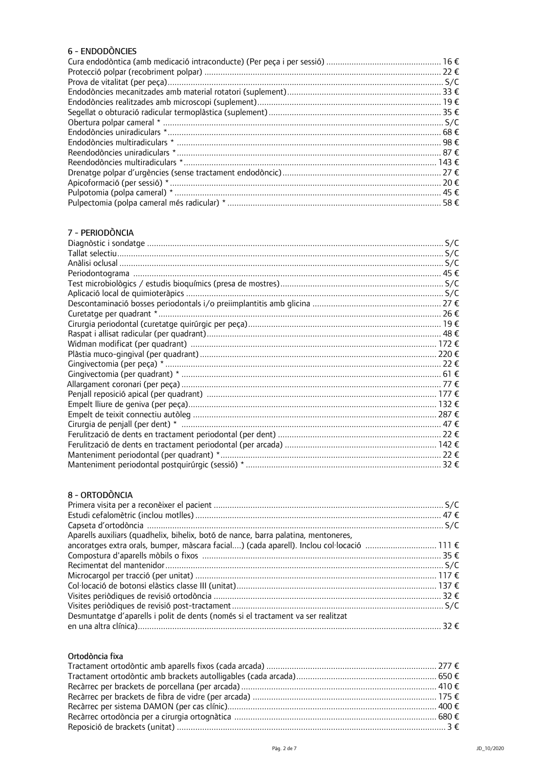## 6 - ENDODÒNCIES

| | |
|---|---|
| Cura endodòntica (amb medicació intraconducte) (Per peça i per sessió) | 16 € |
| Protecció polpar (recobriment polpar) | 22 € |
| Prova de vitalitat (per peça) | S/C |
| Endodòncies mecanitzades amb material rotatori (suplement) | 33 € |
| Endodòncies realitzades amb microscopi (suplement) | 19 € |
| Segellat o obturació radicular termoplàstica (suplement) | 35 € |
| Obertura polpar cameral * | S/C |
| Endodòncies uniradiculars * | 68 € |
| Endodòncies multiradiculars * | 98 € |
| Reendodòncies uniradiculars * | 87 € |
| Reendodòncies multiradiculars * | 143 € |
| Drenatge polpar d'urgències (sense tractament endodòncic) | 27 € |
| Apicoformació (per sessió) * | 20 € |
| Pulpotomia (polpa cameral) * | 45 € |
| Pulpectomia (polpa cameral més radicular) * | 58 € |

## 7 - PERIODÒNCIA

| | |
|---|---|
| Diagnòstic i sondatge | S/C |
| Tallat selectiu | S/C |
| Anàlisi oclusal | S/C |
| Periodontograma | 45 € |
| Test microbiològics / estudis bioquímics (presa de mostres) | S/C |
| Aplicació local de quimioteràpics | S/C |
| Descontaminació bosses periodontals i/o preiimplantitis amb glicina | 27 € |
| Curetatge per quadrant * | 26 € |
| Cirurgia periodontal (curetatge quirúrgic per peça) | 19 € |
| Raspat i allisat radicular (per quadrant) | 48 € |
| Widman modificat (per quadrant) | 172 € |
| Plàstia muco-gingival (per quadrant) | 220 € |
| Gingivectomia (per peça) * | 22 € |
| Gingivectomia (per quadrant) * | 61 € |
| Allargament coronari (per peça) | 77 € |
| Penjall reposició apical (per quadrant) | 177 € |
| Empelt lliure de geniva (per peça) | 132 € |
| Empelt de teixit connectiu autòleg | 287 € |
| Cirurgia de penjall (per dent) * | 47 € |
| Ferulització de dents en tractament periodontal (per dent) | 22 € |
| Ferulització de dents en tractament periodontal (per arcada) | 142 € |
| Manteniment periodontal (per quadrant) * | 22 € |
| Manteniment periodontal postquirúrgic (sessió) * | 32 € |

## 8 - ORTODÒNCIA

| | |
|---|---|
| Primera visita per a reconèixer el pacient | S/C |
| Estudi cefalomètric (inclou motlles) | 47 € |
| Capseta d'ortodòncia | S/C |
| Aparells auxiliars (quadhelix, bihelix, botó de nance, barra palatina, mentoneres, ancoratges extra orals, bumper, màscara facial....) (cada aparell). Inclou col·locació | 111 € |
| Compostura d'aparells mòbils o fixos | 35 € |
| Recimentat del mantenidor | S/C |
| Microcargol per tracció (per unitat) | 117 € |
| Col·locació de botonsi elàstics classe III (unitat) | 137 € |
| Visites periòdiques de revisió ortodòncia | 32 € |
| Visites periòdiques de revisió post-tractament | S/C |
| Desmuntatge d'aparells i polit de dents (només si el tractament va ser realitzat en una altra clínica) | 32 € |

### Ortodòncia fixa

| | |
|---|---|
| Tractament ortodòntic amb aparells fixos (cada arcada) | 277 € |
| Tractament ortodòntic amb brackets autolligables (cada arcada) | 650 € |
| Recàrrec per brackets de porcellana (per arcada) | 410 € |
| Recàrrec per brackets de fibra de vidre (per arcada) | 175 € |
| Recàrrec per sistema DAMON (per cas clínic) | 400 € |
| Recàrrec ortodòncia per a cirurgia ortognàtica | 680 € |
| Reposició de brackets (unitat) | 3 € |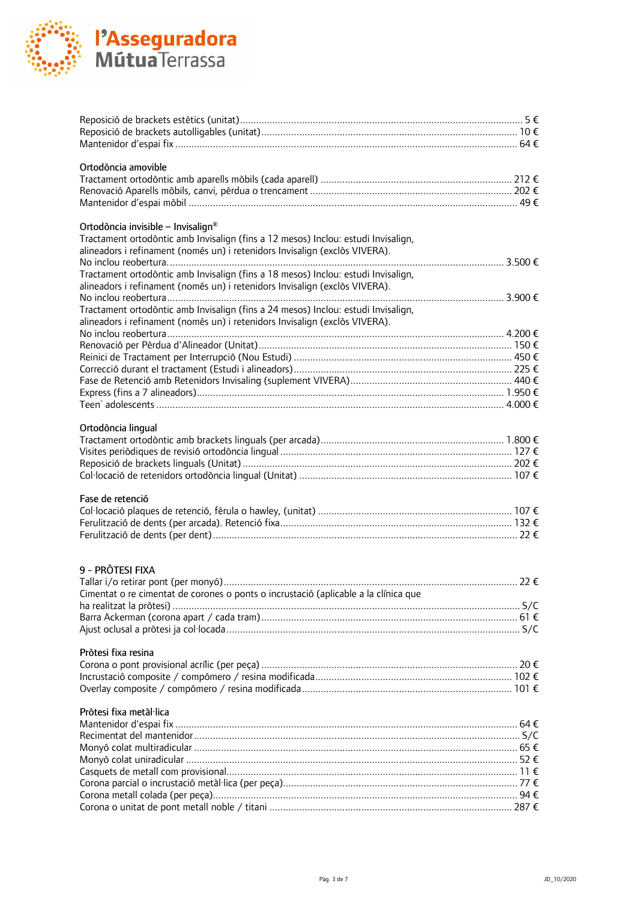Reposició de brackets estètics (unitat) ........ 5 €
Reposició de brackets autolligables (unitat) ........ 10 €
Mantenidor d'espai fix ........ 64 €

### Ortodòncia amovible

Tractament ortodòntic amb aparells mòbils (cada aparell) ........ 212 €
Renovació Aparells mòbils, canvi, pèrdua o trencament ........ 202 €
Mantenidor d'espai mòbil ........ 49 €

### Ortodòncia invisible – Invisalign®

Tractament ortodòntic amb Invisalign (fins a 12 mesos) Inclou: estudi Invisalign, alineadors i refinament (només un) i retenidors Invisalign (exclòs VIVERA). No inclou reobertura ........ 3.500 €
Tractament ortodòntic amb Invisalign (fins a 18 mesos) Inclou: estudi Invisalign, alineadors i refinament (només un) i retenidors Invisalign (exclòs VIVERA). No inclou reobertura ........ 3.900 €
Tractament ortodòntic amb Invisalign (fins a 24 mesos) Inclou: estudi Invisalign, alineadors i refinament (només un) i retenidors Invisalign (exclòs VIVERA). No inclou reobertura ........ 4.200 €
Renovació per Pèrdua d'Alineador (Unitat) ........ 150 €
Reinici de Tractament per Interrupció (Nou Estudi) ........ 450 €
Correcció durant el tractament (Estudi i alineadors) ........ 225 €
Fase de Retenció amb Retenidors Invisaling (suplement VIVERA) ........ 440 €
Express (fins a 7 alineadors) ........ 1.950 €
Teen® adolescents ........ 4.000 €

### Ortodòncia lingual

Tractament ortodòntic amb brackets linguals (per arcada) ........ 1.800 €
Visites periòdiques de revisió ortodòncia lingual ........ 127 €
Reposició de brackets linguals (Unitat) ........ 202 €
Col·locació de retenidors ortodòncia lingual (Unitat) ........ 107 €

### Fase de retenció

Col·locació plaques de retenció, fèrula o hawley, (unitat) ........ 107 €
Ferulització de dents (per arcada). Retenció fixa ........ 132 €
Ferulització de dents (per dent) ........ 22 €

## 9 - PRÒTESI FIXA

Tallar i/o retirar pont (per monyó) ........ 22 €
Cimentat o re cimentat de corones o ponts o incrustació (aplicable a la clínica que ha realitzat la pròtesi) ........ S/C
Barra Ackerman (corona apart / cada tram) ........ 61 €
Ajust oclusal a pròtesi ja col·locada ........ S/C

### Pròtesi fixa resina

Corona o pont provisional acrílic (per peça) ........ 20 €
Incrustació composite / compómero / resina modificada ........ 102 €
Overlay composite / compómero / resina modificada ........ 101 €

### Pròtesi fixa metàl·lica

Mantenidor d'espai fix ........ 64 €
Recimentat del mantenidor ........ S/C
Monyó colat multiradicular ........ 65 €
Monyó colat uniradicular ........ 52 €
Casquets de metall com provisional ........ 11 €
Corona parcial o incrustació metàl·lica (per peça) ........ 77 €
Corona metall colada (per peça) ........ 94 €
Corona o unitat de pont metall noble / titani ........ 287 €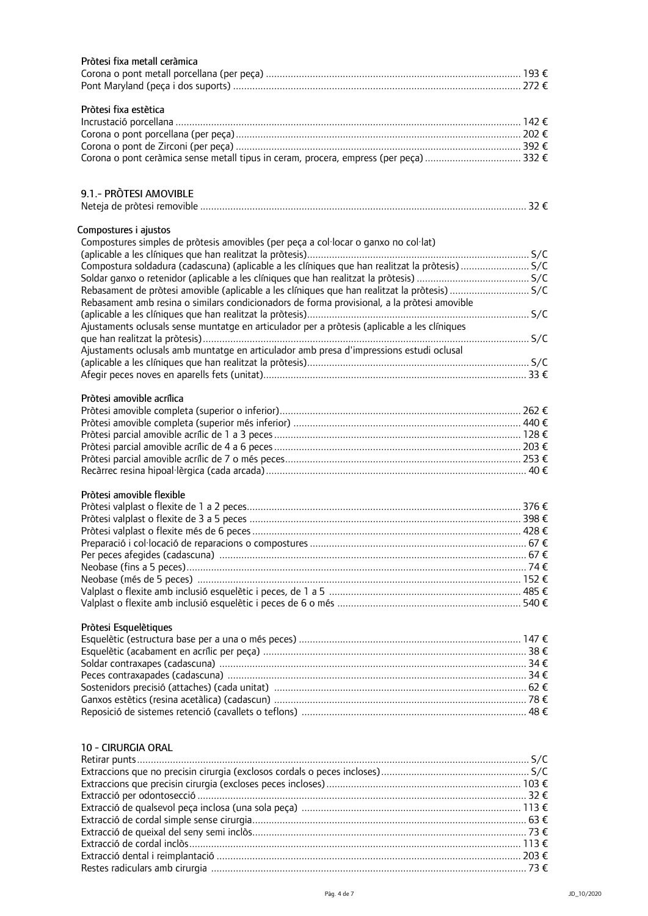### Pròtesi fixa metall ceràmica

| | |
|---|---|
| Corona o pont metall porcellana (per peça) | 193 € |
| Pont Maryland (peça i dos suports) | 272 € |

### Pròtesi fixa estètica

| | |
|---|---|
| Incrustació porcellana | 142 € |
| Corona o pont porcellana (per peça) | 202 € |
| Corona o pont de Zirconi (per peça) | 392 € |
| Corona o pont ceràmica sense metall tipus in ceram, procera, empress (per peça) | 332 € |

## 9.1.- PRÒTESI AMOVIBLE

| | |
|---|---|
| Neteja de pròtesi removible | 32 € |

### Compostures i ajustos

| | |
|---|---|
| Compostures simples de pròtesis amovibles (per peça a col·locar o ganxo no col·lat) (aplicable a les clíniques que han realitzat la pròtesis) | S/C |
| Compostura soldadura (cadascuna) (aplicable a les clíniques que han realitzat la pròtesis) | S/C |
| Soldar ganxo o retenidor (aplicable a les clíniques que han realitzat la pròtesis) | S/C |
| Rebasament de pròtesi amovible (aplicable a les clíniques que han realitzat la pròtesis) | S/C |
| Rebasament amb resina o similars condicionadors de forma provisional, a la pròtesi amovible (aplicable a les clíniques que han realitzat la pròtesis) | S/C |
| Ajustaments oclusals sense muntatge en articulador per a pròtesis (aplicable a les clíniques que han realitzat la pròtesis) | S/C |
| Ajustaments oclusals amb muntatge en articulador amb presa d'impressions estudi oclusal (aplicable a les clíniques que han realitzat la pròtesis) | S/C |
| Afegir peces noves en aparells fets (unitat) | 33 € |

### Pròtesi amovible acrílica

| | |
|---|---|
| Pròtesi amovible completa (superior o inferior) | 262 € |
| Pròtesi amovible completa (superior més inferior) | 440 € |
| Pròtesi parcial amovible acrílic de 1 a 3 peces | 128 € |
| Pròtesi parcial amovible acrílic de 4 a 6 peces | 203 € |
| Pròtesi parcial amovible acrílic de 7 o més peces | 253 € |
| Recàrrec resina hipoal·lèrgica (cada arcada) | 40 € |

### Pròtesi amovible flexible

| | |
|---|---|
| Pròtesi valplast o flexite de 1 a 2 peces | 376 € |
| Pròtesi valplast o flexite de 3 a 5 peces | 398 € |
| Pròtesi valplast o flexite més de 6 peces | 428 € |
| Preparació i col·locació de reparacions o compostures | 67 € |
| Per peces afegides (cadascuna) | 67 € |
| Neobase (fins a 5 peces) | 74 € |
| Neobase (més de 5 peces) | 152 € |
| Valplast o flexite amb inclusió esquelètic i peces, de 1 a 5 | 485 € |
| Valplast o flexite amb inclusió esquelètic i peces de 6 o més | 540 € |

### Pròtesi Esquelètiques

| | |
|---|---|
| Esquelètic (estructura base per a una o més peces) | 147 € |
| Esquelètic (acabament en acrílic per peça) | 38 € |
| Soldar contraxapes (cadascuna) | 34 € |
| Peces contraxapades (cadascuna) | 34 € |
| Sostenidors precisió (attaches) (cada unitat) | 62 € |
| Ganxos estètics (resina acetàlica) (cadascun) | 78 € |
| Reposició de sistemes retenció (cavallets o teflons) | 48 € |

## 10 - CIRURGIA ORAL

| | |
|---|---|
| Retirar punts | S/C |
| Extraccions que no precisin cirurgia (exclosos cordals o peces incloses) | S/C |
| Extraccions que precisin cirurgia (excloses peces incloses) | 103 € |
| Extracció per odontosecció | 32 € |
| Extracció de qualsevol peça inclosa (una sola peça) | 113 € |
| Extracció de cordal simple sense cirurgia | 63 € |
| Extracció de queixal del seny semi inclòs | 73 € |
| Extracció de cordal inclòs | 113 € |
| Extracció dental i reimplantació | 203 € |
| Restes radiculars amb cirurgia | 73 € |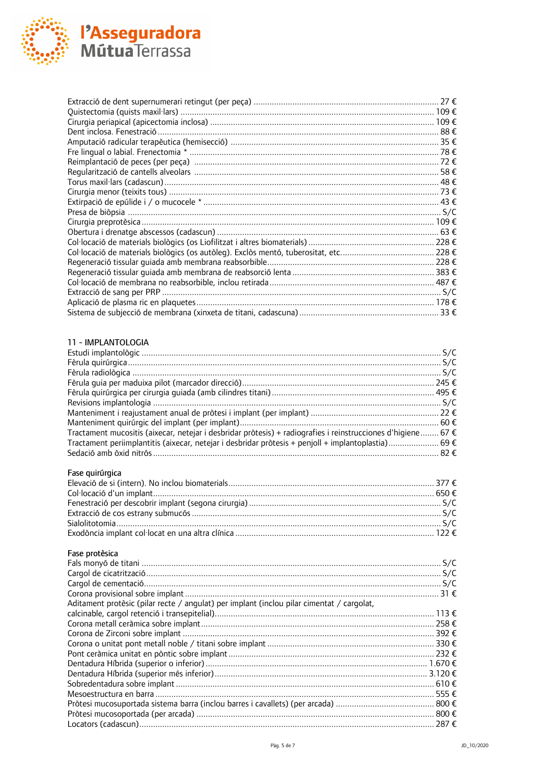Extracció de dent supernumerari retingut (per peça) ........ 27 €
Quistectomia (quists maxil·lars) ........ 109 €
Cirurgia periapical (apicectomia inclosa) ........ 109 €
Dent inclosa. Fenestració ........ 88 €
Amputació radicular terapèutica (hemisecció) ........ 35 €
Fre lingual o labial. Frenectomia * ........ 78 €
Reimplantació de peces (per peça) ........ 72 €
Regularització de cantells alveolars ........ 58 €
Torus maxil·lars (cadascun) ........ 48 €
Cirurgia menor (teixits tous) ........ 73 €
Extirpació de epúlide i / o mucocele * ........ 43 €
Presa de biòpsia ........ S/C
Cirurgia preprotèsica ........ 109 €
Obertura i drenatge abscessos (cadascun) ........ 63 €
Col·locació de materials biològics (os Liofilitzat i altres biomaterials) ........ 228 €
Col·locació de materials biològics (os autòleg). Exclòs mentó, tuberositat, etc. ........ 228 €
Regeneració tissular guiada amb membrana reabsorbible ........ 228 €
Regeneració tissular guiada amb membrana de reabsorció lenta ........ 383 €
Col·locació de membrana no reabsorbible, inclou retirada ........ 487 €
Extracció de sang per PRP ........ S/C
Aplicació de plasma ric en plaquetes ........ 178 €
Sistema de subjecció de membrana (xinxeta de titani, cadascuna) ........ 33 €

## 11 - IMPLANTOLOGIA

Estudi implantològic ........ S/C
Fèrula quirúrgica ........ S/C
Fèrula radiològica ........ S/C
Fèrula guia per maduixa pilot (marcador direcció) ........ 245 €
Fèrula quirúrgica per cirurgia guiada (amb cilindres titani) ........ 495 €
Revisions implantologia ........ S/C
Manteniment i reajustament anual de pròtesi i implant (per implant) ........ 22 €
Manteniment quirúrgic del implant (per implant) ........ 60 €
Tractament mucositis (aixecar, netejar i desbridar pròtesis) + radiografies i reinstruccions d'higiene ........ 67 €
Tractament periimplantitis (aixecar, netejar i desbridar pròtesis + penjoll + implantoplastia) ........ 69 €
Sedació amb òxid nitrós ........ 82 €

### Fase quirúrgica

Elevació de si (intern). No inclou biomaterials ........ 377 €
Col·locació d'un implant ........ 650 €
Fenestració per descobrir implant (segona cirurgia) ........ S/C
Extracció de cos estrany submucós ........ S/C
Sialolitotomia ........ S/C
Exodòncia implant col·locat en una altra clínica ........ 122 €

### Fase protèsica

Fals monyó de titani ........ S/C
Cargol de cicatrització ........ S/C
Cargol de cementació ........ S/C
Corona provisional sobre implant ........ 31 €
Aditament protèsic (pilar recte / angulat) per implant (inclou pilar cimentat / cargolat, calcinable, cargol retenció i transepitelial) ........ 113 €
Corona metall ceràmica sobre implant ........ 258 €
Corona de Zirconi sobre implant ........ 392 €
Corona o unitat pont metall noble / titani sobre implant ........ 330 €
Pont ceràmica unitat en pòntic sobre implant ........ 232 €
Dentadura Híbrida (superior o inferior) ........ 1.670 €
Dentadura Híbrida (superior més inferior) ........ 3.120 €
Sobredentadura sobre implant ........ 610 €
Mesoestructura en barra ........ 555 €
Pròtesi mucosuportada sistema barra (inclou barres i cavallets) (per arcada) ........ 800 €
Pròtesi mucosoportada (per arcada) ........ 800 €
Locators (cadascun) ........ 287 €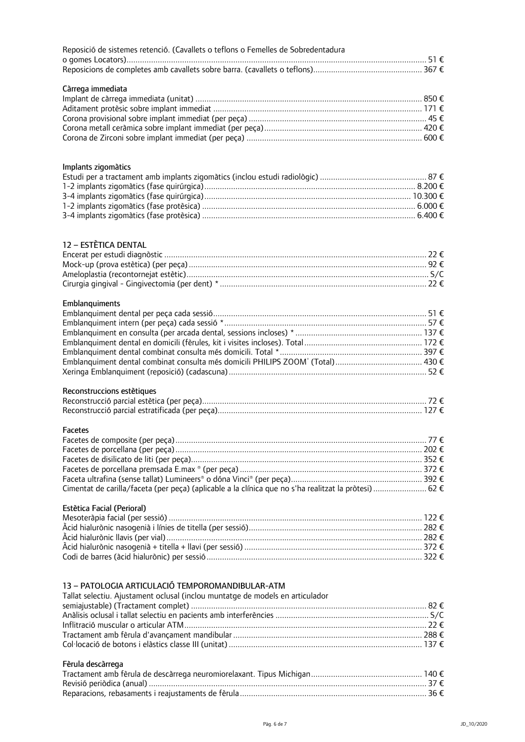Reposició de sistemes retenció. (Cavallets o teflons o Femelles de Sobredentadura o gomes Locators)....... 51 €
Reposicions de completes amb cavallets sobre barra. (cavallets o teflons)....... 367 €

### Càrrega immediata

Implant de càrrega immediata (unitat) ....... 850 €
Aditament protèsic sobre implant immediat ....... 171 €
Corona provisional sobre implant immediat (per peça) ....... 45 €
Corona metall ceràmica sobre implant immediat (per peça)....... 420 €
Corona de Zirconi sobre implant immediat (per peça) ....... 600 €

### Implants zigomàtics

Estudi per a tractament amb implants zigomàtics (inclou estudi radiològic) ....... 87 €
1-2 implants zigomàtics (fase quirúrgica)....... 8.200 €
3-4 implants zigomàtics (fase quirúrgica)....... 10.300 €
1-2 implants zigomàtics (fase protèsica) ....... 6.000 €
3-4 implants zigomàtics (fase protèsica) ....... 6.400 €

## 12 – ESTÈTICA DENTAL

Encerat per estudi diagnòstic ....... 22 €
Mock-up (prova estètica) (per peça)....... 92 €
Ameloplastia (recontornejat estètic)....... S/C
Cirurgia gingival - Gingivectomia (per dent) * ....... 22 €

### Emblanquiments

Emblanquiment dental per peça cada sessió....... 51 €
Emblanquiment intern (per peça) cada sessió *....... 57 €
Emblanquiment en consulta (per arcada dental, sessions incloses) * ....... 137 €
Emblanquiment dental en domicili (fèrules, kit i visites incloses). Total....... 172 €
Emblanquiment dental combinat consulta més domicili. Total *....... 397 €
Emblanquiment dental combinat consulta més domicili PHILIPS ZOOM® (Total)....... 430 €
Xeringa Emblanquiment (reposició) (cadascuna)....... 52 €

### Reconstruccions estètiques

Reconstrucció parcial estètica (per peça)....... 72 €
Reconstrucció parcial estratificada (per peça)....... 127 €

### Facetes

Facetes de composite (per peça)....... 77 €
Facetes de porcellana (per peça)....... 202 €
Facetes de disilicato de liti (per peça)....... 352 €
Facetes de porcellana premsada E.max ® (per peça) ....... 372 €
Faceta ultrafina (sense tallat) Lumineers® o dôna Vinci® (per peça)....... 392 €
Cimentat de carilla/faceta (per peça) (aplicable a la clínica que no s'ha realitzat la pròtesi) ....... 62 €

### Estètica Facial (Perioral)

Mesoteràpia facial (per sessió) ....... 122 €
Àcid hialurònic nasogenià i línies de titella (per sessió)....... 282 €
Àcid hialurònic llavis (per vial)....... 282 €
Àcid hialurònic nasogenià + titella + llavi (per sessió) ....... 372 €
Codi de barres (àcid hialurònic) per sessió ....... 322 €

## 13 – PATOLOGIA ARTICULACIÓ TEMPOROMANDIBULAR-ATM

Tallat selectiu. Ajustament oclusal (inclou muntatge de models en articulador semiajustable) (Tractament complet) ....... 82 €
Anàlisis oclusal i tallat selectiu en pacients amb interferències ....... S/C
Infiltració muscular o articular ATM....... 22 €
Tractament amb fèrula d'avançament mandibular ....... 288 €
Col·locació de botons i elàstics classe III (unitat) ....... 137 €

### Fèrula descàrrega

Tractament amb fèrula de descàrrega neuromiorelaxant. Tipus Michigan....... 140 €
Revisió periòdica (anual) ....... 37 €
Reparacions, rebasaments i reajustaments de fèrula....... 36 €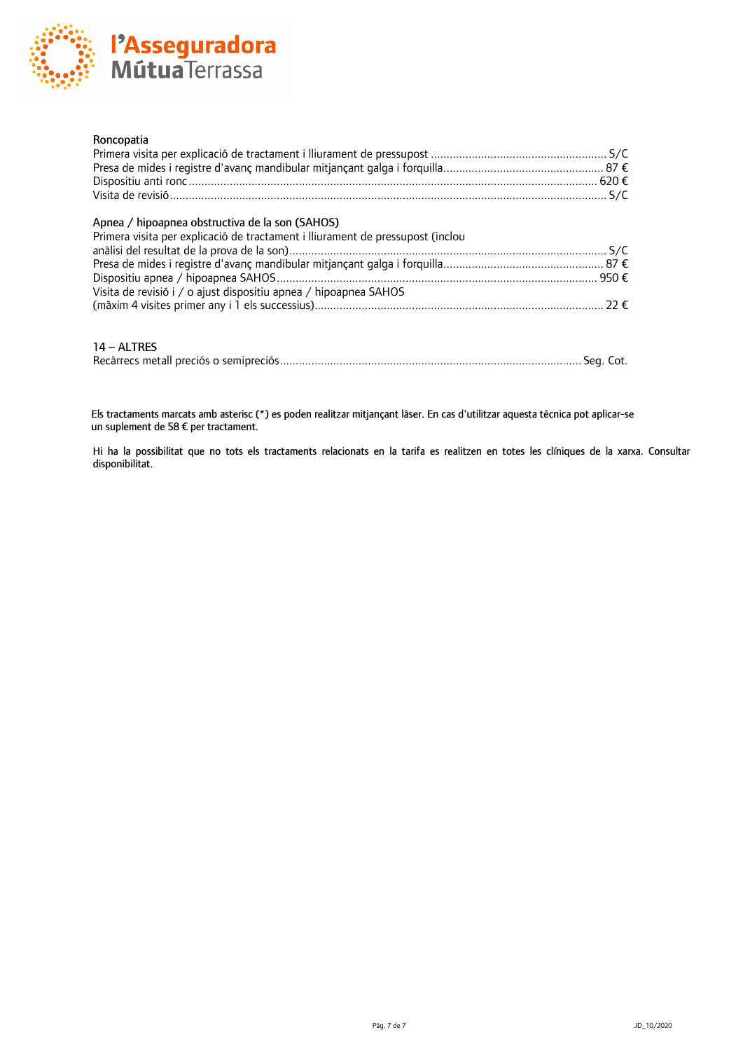### Roncopatia

Primera visita per explicació de tractament i lliurament de pressupost ........................................................ S/C
Presa de mides i registre d'avanç mandibular mitjançant galga i forquilla.................................................... 87 €
Dispositiu anti ronc ............................................................................................................................ 620 €
Visita de revisió ................................................................................................................................ S/C

### Apnea / hipoapnea obstructiva de la son (SAHOS)

Primera visita per explicació de tractament i lliurament de pressupost (inclou anàlisi del resultat de la prova de la son) .................................................................................................. S/C
Presa de mides i registre d'avanç mandibular mitjançant galga i forquilla.................................................... 87 €
Dispositiu apnea / hipoapnea SAHOS ..................................................................................................... 950 €
Visita de revisió i / o ajust dispositiu apnea / hipoapnea SAHOS (màxim 4 visites primer any i 1 els successius) ........................................................................................... 22 €

### 14 – ALTRES

Recàrrecs metall preciós o semipreciós ........................................................................................ Seg. Cot.

Els tractaments marcats amb asterisc (*) es poden realitzar mitjançant làser. En cas d'utilitzar aquesta tècnica pot aplicar-se un suplement de 58 € per tractament.

Hi ha la possibilitat que no tots els tractaments relacionats en la tarifa es realitzen en totes les clíniques de la xarxa. Consultar disponibilitat.